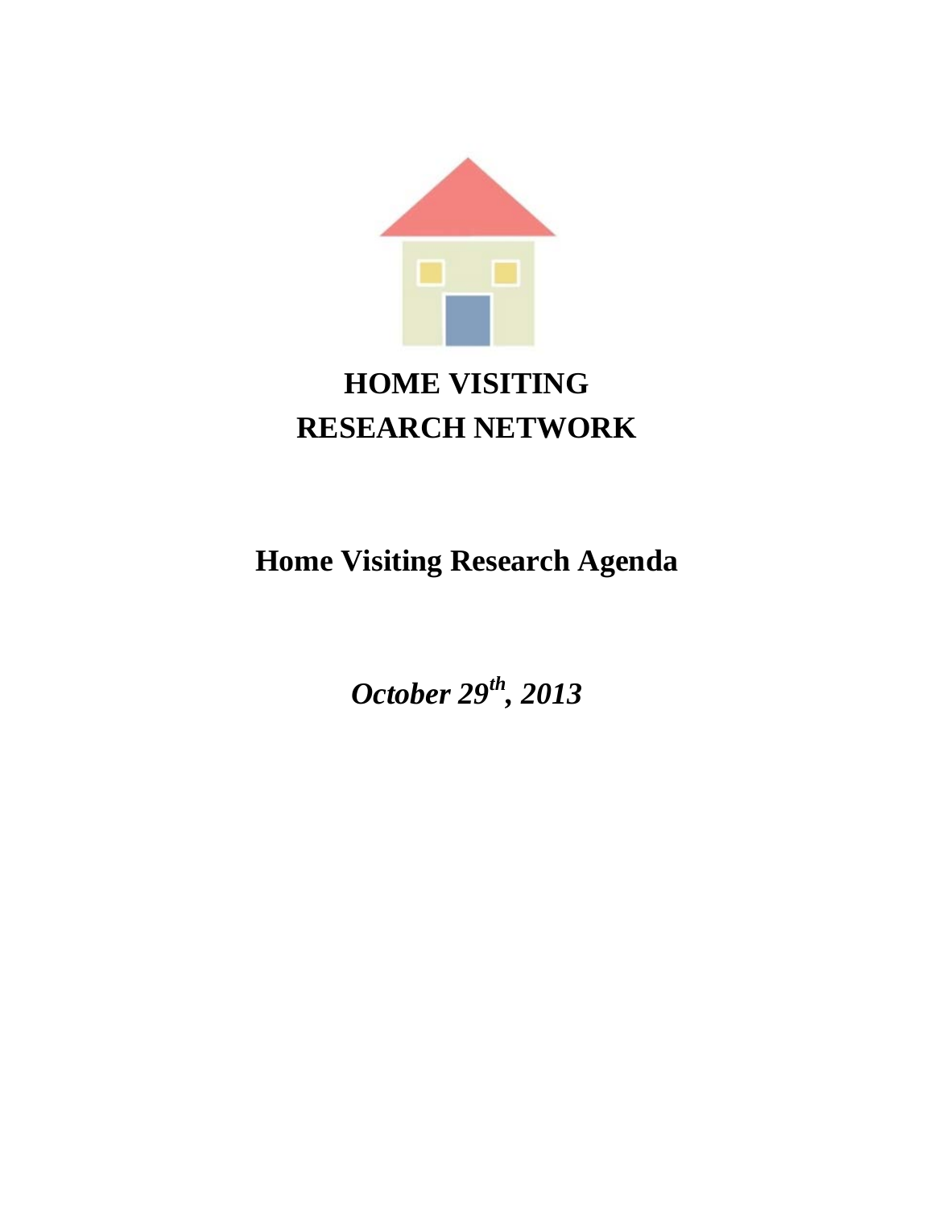# HOME VISITING
# RESEARCH NETWORK

## Home Visiting Research Agenda

***October 29th, 2013***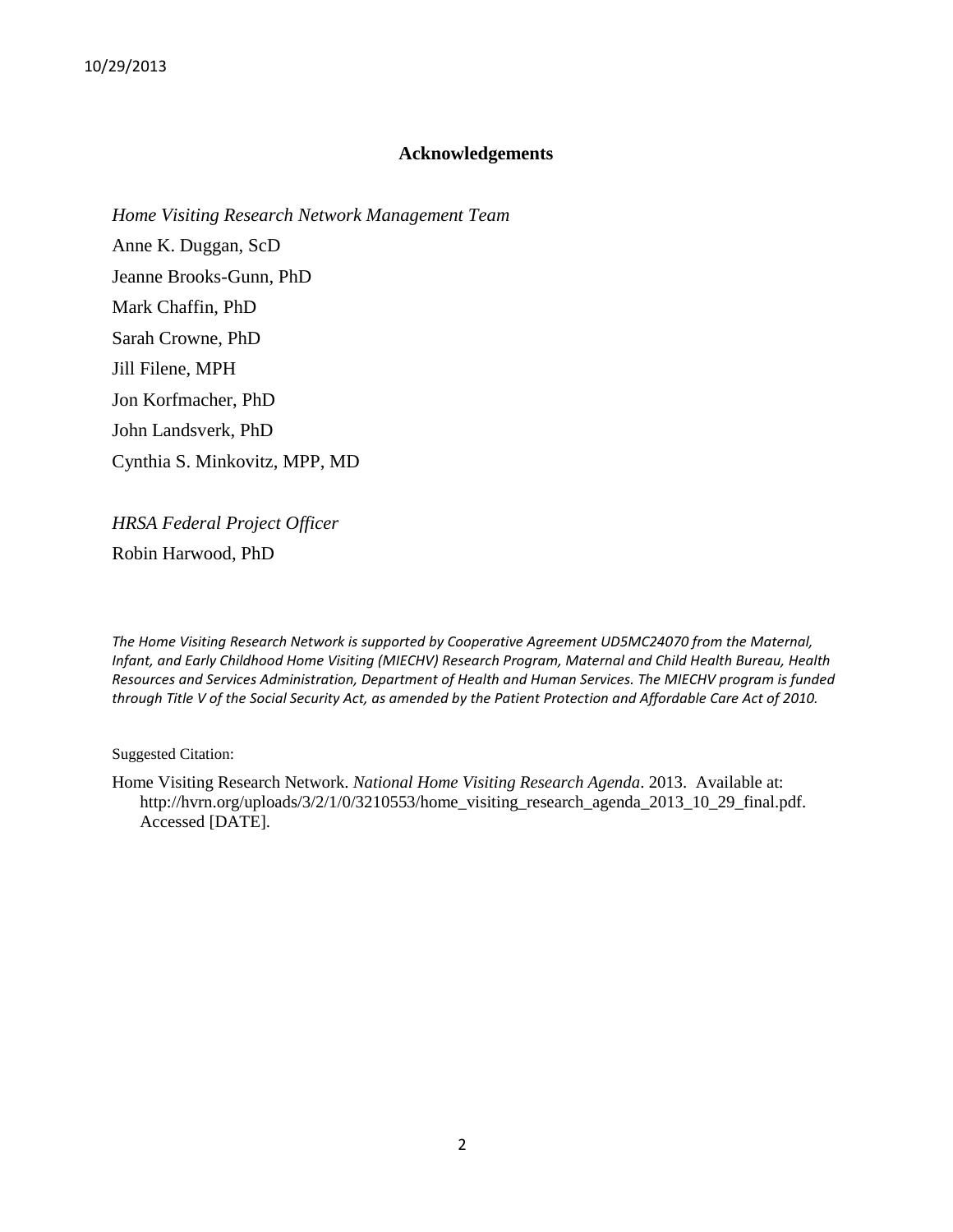## Acknowledgements

*Home Visiting Research Network Management Team*

Anne K. Duggan, ScD

Jeanne Brooks-Gunn, PhD

Mark Chaffin, PhD

Sarah Crowne, PhD

Jill Filene, MPH

Jon Korfmacher, PhD

John Landsverk, PhD

Cynthia S. Minkovitz, MPP, MD

*HRSA Federal Project Officer*

Robin Harwood, PhD

*The Home Visiting Research Network is supported by Cooperative Agreement UD5MC24070 from the Maternal, Infant, and Early Childhood Home Visiting (MIECHV) Research Program, Maternal and Child Health Bureau, Health Resources and Services Administration, Department of Health and Human Services. The MIECHV program is funded through Title V of the Social Security Act, as amended by the Patient Protection and Affordable Care Act of 2010.*

Suggested Citation:

Home Visiting Research Network. *National Home Visiting Research Agenda*. 2013. Available at: http://hvrn.org/uploads/3/2/1/0/3210553/home_visiting_research_agenda_2013_10_29_final.pdf. Accessed [DATE].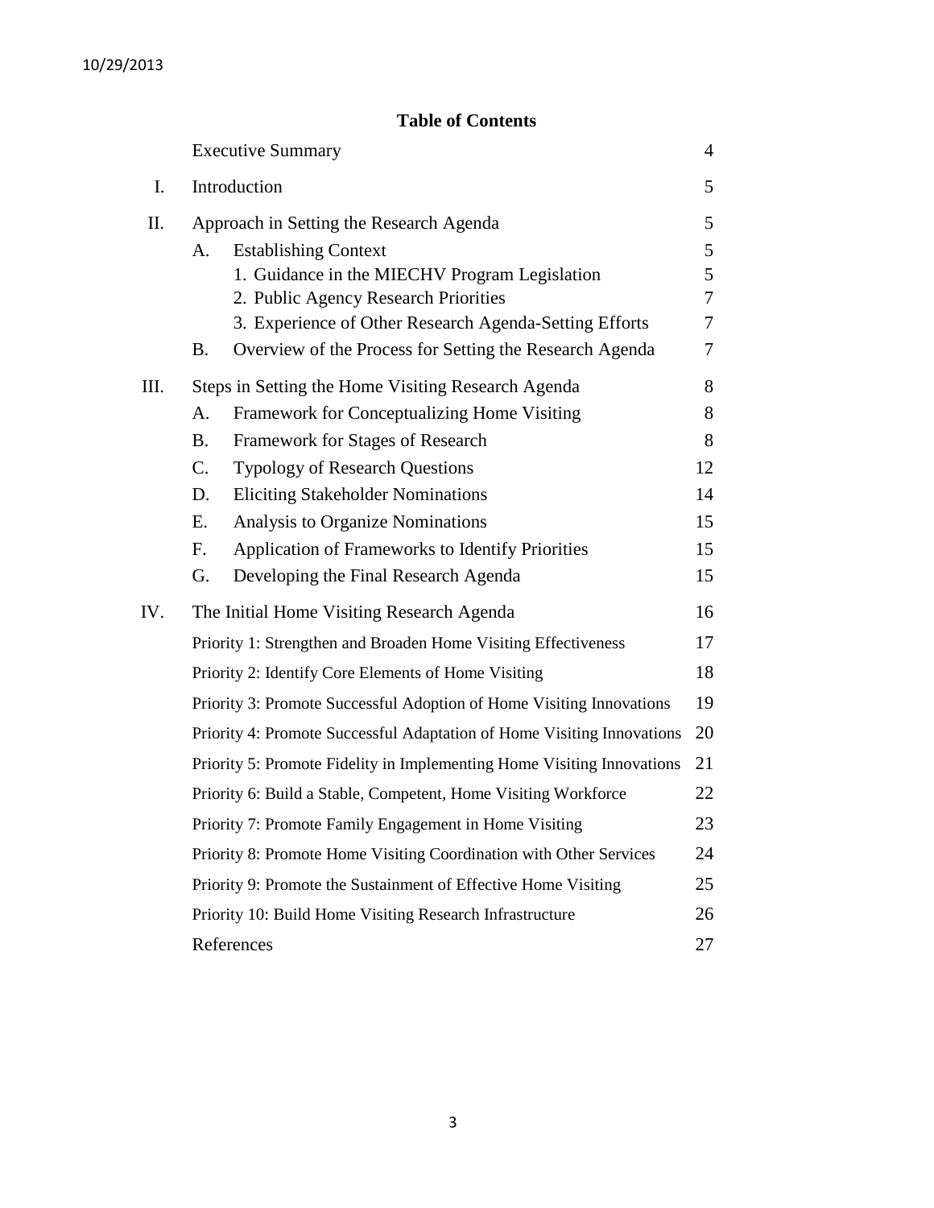10/29/2013

## Table of Contents

| | | |
|---|---|---|
| | Executive Summary | 4 |
| I. | Introduction | 5 |
| II. | Approach in Setting the Research Agenda | 5 |
| | A. Establishing Context | 5 |
| | 1. Guidance in the MIECHV Program Legislation | 5 |
| | 2. Public Agency Research Priorities | 7 |
| | 3. Experience of Other Research Agenda-Setting Efforts | 7 |
| | B. Overview of the Process for Setting the Research Agenda | 7 |
| III. | Steps in Setting the Home Visiting Research Agenda | 8 |
| | A. Framework for Conceptualizing Home Visiting | 8 |
| | B. Framework for Stages of Research | 8 |
| | C. Typology of Research Questions | 12 |
| | D. Eliciting Stakeholder Nominations | 14 |
| | E. Analysis to Organize Nominations | 15 |
| | F. Application of Frameworks to Identify Priorities | 15 |
| | G. Developing the Final Research Agenda | 15 |
| IV. | The Initial Home Visiting Research Agenda | 16 |
| | Priority 1: Strengthen and Broaden Home Visiting Effectiveness | 17 |
| | Priority 2: Identify Core Elements of Home Visiting | 18 |
| | Priority 3: Promote Successful Adoption of Home Visiting Innovations | 19 |
| | Priority 4: Promote Successful Adaptation of Home Visiting Innovations | 20 |
| | Priority 5: Promote Fidelity in Implementing Home Visiting Innovations | 21 |
| | Priority 6: Build a Stable, Competent, Home Visiting Workforce | 22 |
| | Priority 7: Promote Family Engagement in Home Visiting | 23 |
| | Priority 8: Promote Home Visiting Coordination with Other Services | 24 |
| | Priority 9: Promote the Sustainment of Effective Home Visiting | 25 |
| | Priority 10: Build Home Visiting Research Infrastructure | 26 |
| | References | 27 |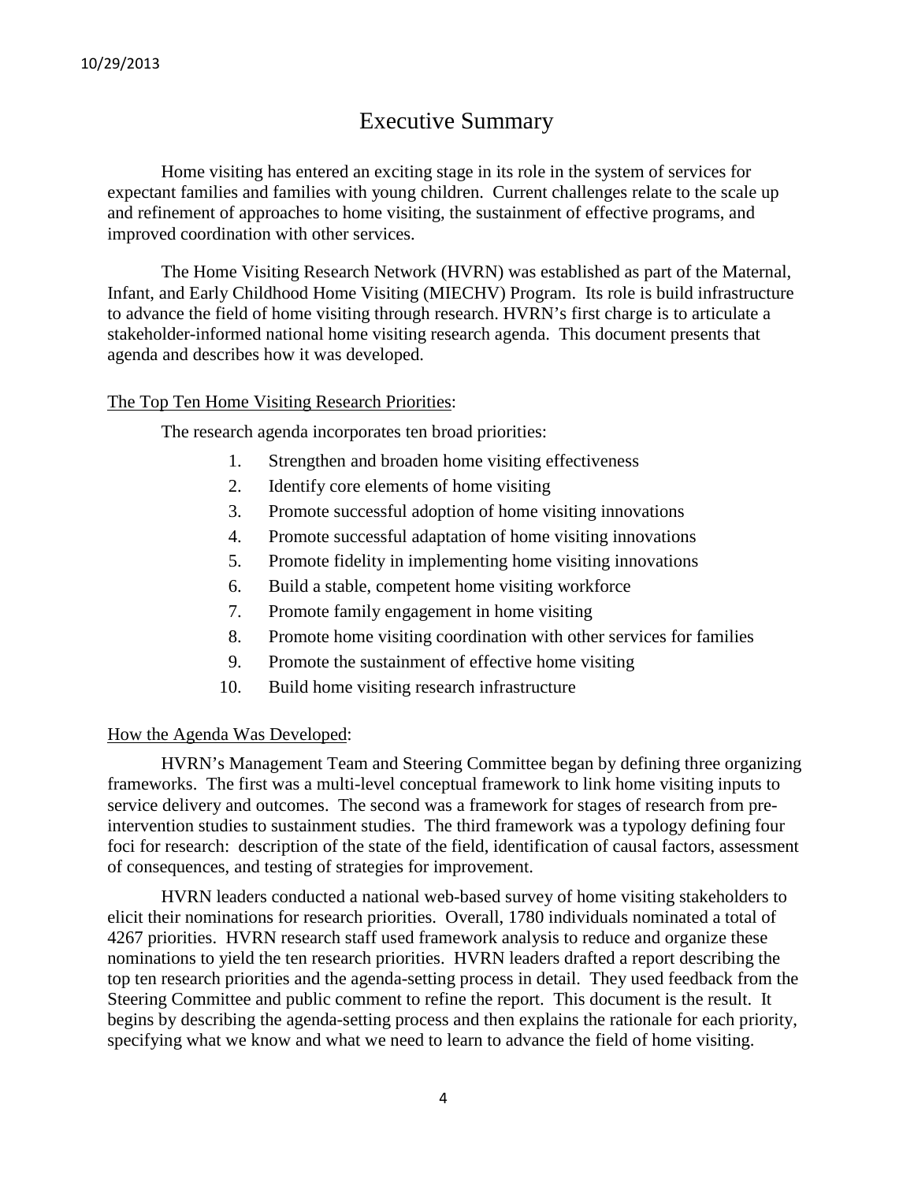# Executive Summary

Home visiting has entered an exciting stage in its role in the system of services for expectant families and families with young children. Current challenges relate to the scale up and refinement of approaches to home visiting, the sustainment of effective programs, and improved coordination with other services.

The Home Visiting Research Network (HVRN) was established as part of the Maternal, Infant, and Early Childhood Home Visiting (MIECHV) Program. Its role is build infrastructure to advance the field of home visiting through research. HVRN's first charge is to articulate a stakeholder-informed national home visiting research agenda. This document presents that agenda and describes how it was developed.

## The Top Ten Home Visiting Research Priorities:

The research agenda incorporates ten broad priorities:

1. Strengthen and broaden home visiting effectiveness
2. Identify core elements of home visiting
3. Promote successful adoption of home visiting innovations
4. Promote successful adaptation of home visiting innovations
5. Promote fidelity in implementing home visiting innovations
6. Build a stable, competent home visiting workforce
7. Promote family engagement in home visiting
8. Promote home visiting coordination with other services for families
9. Promote the sustainment of effective home visiting
10. Build home visiting research infrastructure

## How the Agenda Was Developed:

HVRN's Management Team and Steering Committee began by defining three organizing frameworks. The first was a multi-level conceptual framework to link home visiting inputs to service delivery and outcomes. The second was a framework for stages of research from pre-intervention studies to sustainment studies. The third framework was a typology defining four foci for research: description of the state of the field, identification of causal factors, assessment of consequences, and testing of strategies for improvement.

HVRN leaders conducted a national web-based survey of home visiting stakeholders to elicit their nominations for research priorities. Overall, 1780 individuals nominated a total of 4267 priorities. HVRN research staff used framework analysis to reduce and organize these nominations to yield the ten research priorities. HVRN leaders drafted a report describing the top ten research priorities and the agenda-setting process in detail. They used feedback from the Steering Committee and public comment to refine the report. This document is the result. It begins by describing the agenda-setting process and then explains the rationale for each priority, specifying what we know and what we need to learn to advance the field of home visiting.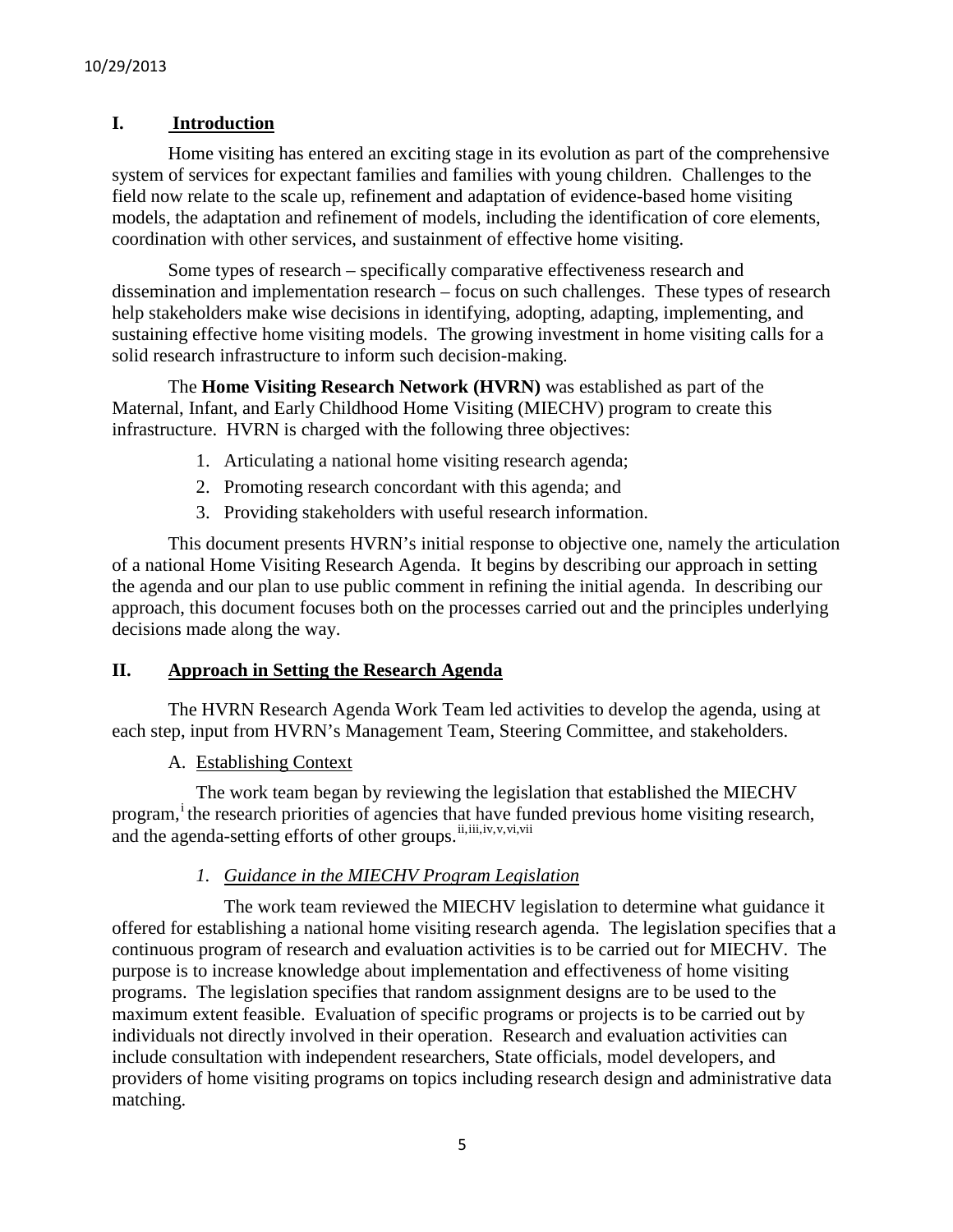## I. Introduction

Home visiting has entered an exciting stage in its evolution as part of the comprehensive system of services for expectant families and families with young children. Challenges to the field now relate to the scale up, refinement and adaptation of evidence-based home visiting models, the adaptation and refinement of models, including the identification of core elements, coordination with other services, and sustainment of effective home visiting.

Some types of research – specifically comparative effectiveness research and dissemination and implementation research – focus on such challenges. These types of research help stakeholders make wise decisions in identifying, adopting, adapting, implementing, and sustaining effective home visiting models. The growing investment in home visiting calls for a solid research infrastructure to inform such decision-making.

The **Home Visiting Research Network (HVRN)** was established as part of the Maternal, Infant, and Early Childhood Home Visiting (MIECHV) program to create this infrastructure. HVRN is charged with the following three objectives:

1. Articulating a national home visiting research agenda;
2. Promoting research concordant with this agenda; and
3. Providing stakeholders with useful research information.

This document presents HVRN's initial response to objective one, namely the articulation of a national Home Visiting Research Agenda. It begins by describing our approach in setting the agenda and our plan to use public comment in refining the initial agenda. In describing our approach, this document focuses both on the processes carried out and the principles underlying decisions made along the way.

## II. Approach in Setting the Research Agenda

The HVRN Research Agenda Work Team led activities to develop the agenda, using at each step, input from HVRN's Management Team, Steering Committee, and stakeholders.

### A. Establishing Context

The work team began by reviewing the legislation that established the MIECHV program,[i] the research priorities of agencies that have funded previous home visiting research, and the agenda-setting efforts of other groups.[ii,iii,iv,v,vi,vii]

#### *1. Guidance in the MIECHV Program Legislation*

The work team reviewed the MIECHV legislation to determine what guidance it offered for establishing a national home visiting research agenda. The legislation specifies that a continuous program of research and evaluation activities is to be carried out for MIECHV. The purpose is to increase knowledge about implementation and effectiveness of home visiting programs. The legislation specifies that random assignment designs are to be used to the maximum extent feasible. Evaluation of specific programs or projects is to be carried out by individuals not directly involved in their operation. Research and evaluation activities can include consultation with independent researchers, State officials, model developers, and providers of home visiting programs on topics including research design and administrative data matching.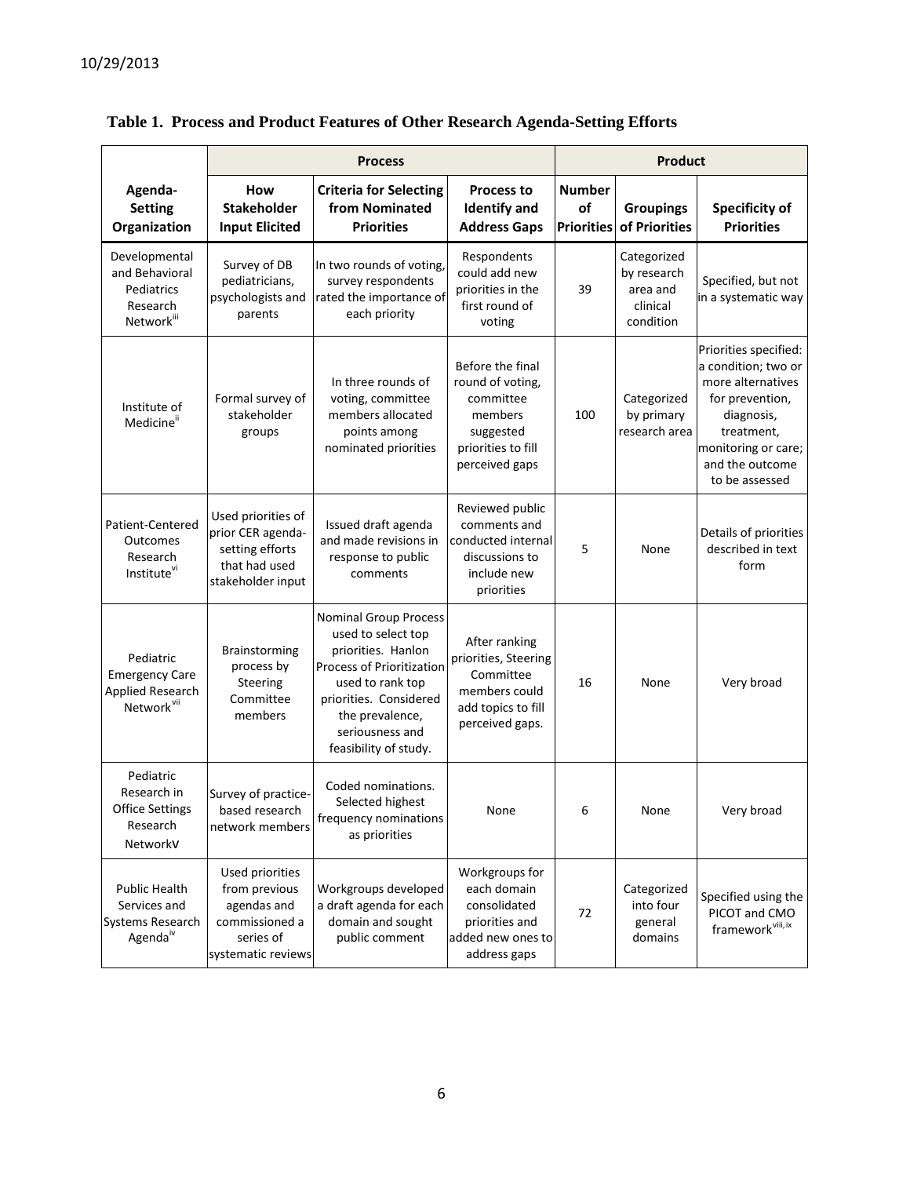**Table 1. Process and Product Features of Other Research Agenda-Setting Efforts**

| | Process | | | Product | | |
|---|---|---|---|---|---|---|
| **Agenda-Setting Organization** | **How Stakeholder Input Elicited** | **Criteria for Selecting from Nominated Priorities** | **Process to Identify and Address Gaps** | **Number of Priorities** | **Groupings of Priorities** | **Specificity of Priorities** |
| Developmental and Behavioral Pediatrics Research Network[iii] | Survey of DB pediatricians, psychologists and parents | In two rounds of voting, survey respondents rated the importance of each priority | Respondents could add new priorities in the first round of voting | 39 | Categorized by research area and clinical condition | Specified, but not in a systematic way |
| Institute of Medicine[ii] | Formal survey of stakeholder groups | In three rounds of voting, committee members allocated points among nominated priorities | Before the final round of voting, committee members suggested priorities to fill perceived gaps | 100 | Categorized by primary research area | Priorities specified: a condition; two or more alternatives for prevention, diagnosis, treatment, monitoring or care; and the outcome to be assessed |
| Patient-Centered Outcomes Research Institute[vi] | Used priorities of prior CER agenda-setting efforts that had used stakeholder input | Issued draft agenda and made revisions in response to public comments | Reviewed public comments and conducted internal discussions to include new priorities | 5 | None | Details of priorities described in text form |
| Pediatric Emergency Care Applied Research Network[vii] | Brainstorming process by Steering Committee members | Nominal Group Process used to select top priorities. Hanlon Process of Prioritization used to rank top priorities. Considered the prevalence, seriousness and feasibility of study. | After ranking priorities, Steering Committee members could add topics to fill perceived gaps. | 16 | None | Very broad |
| Pediatric Research in Office Settings Research Network[v] | Survey of practice-based research network members | Coded nominations. Selected highest frequency nominations as priorities | None | 6 | None | Very broad |
| Public Health Services and Systems Research Agenda[iv] | Used priorities from previous agendas and commissioned a series of systematic reviews | Workgroups developed a draft agenda for each domain and sought public comment | Workgroups for each domain consolidated priorities and added new ones to address gaps | 72 | Categorized into four general domains | Specified using the PICOT and CMO framework[viii, ix] |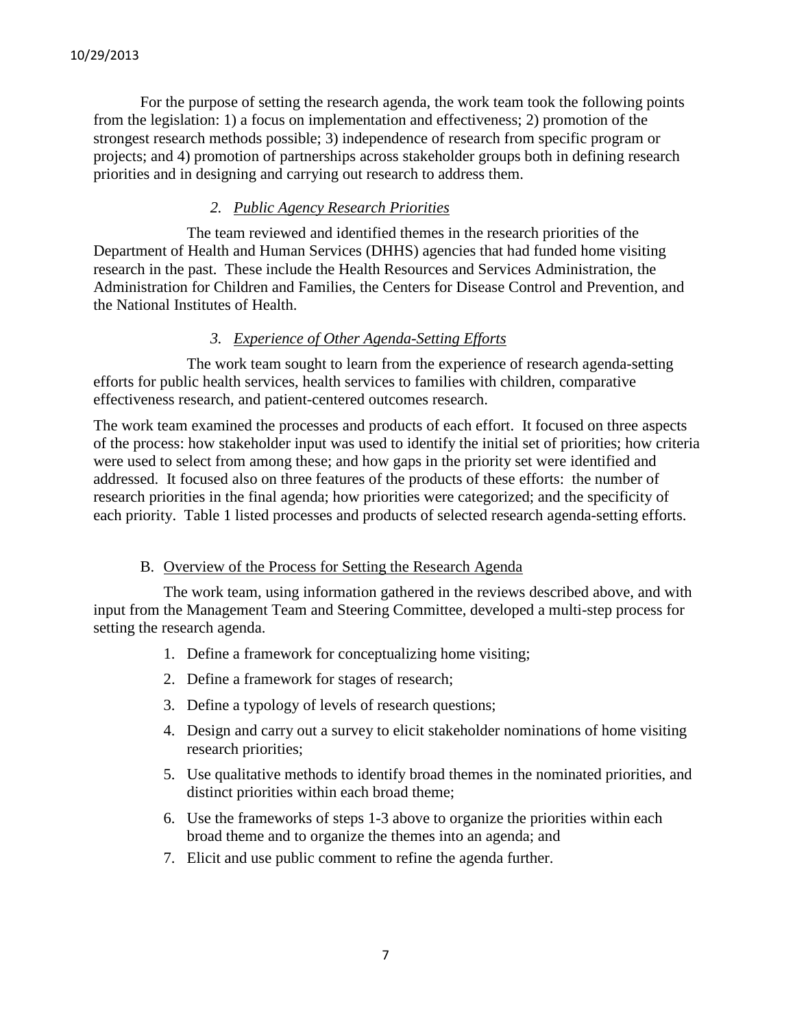For the purpose of setting the research agenda, the work team took the following points from the legislation: 1) a focus on implementation and effectiveness; 2) promotion of the strongest research methods possible; 3) independence of research from specific program or projects; and 4) promotion of partnerships across stakeholder groups both in defining research priorities and in designing and carrying out research to address them.

### *2. Public Agency Research Priorities*

The team reviewed and identified themes in the research priorities of the Department of Health and Human Services (DHHS) agencies that had funded home visiting research in the past. These include the Health Resources and Services Administration, the Administration for Children and Families, the Centers for Disease Control and Prevention, and the National Institutes of Health.

### *3. Experience of Other Agenda-Setting Efforts*

The work team sought to learn from the experience of research agenda-setting efforts for public health services, health services to families with children, comparative effectiveness research, and patient-centered outcomes research.

The work team examined the processes and products of each effort. It focused on three aspects of the process: how stakeholder input was used to identify the initial set of priorities; how criteria were used to select from among these; and how gaps in the priority set were identified and addressed. It focused also on three features of the products of these efforts: the number of research priorities in the final agenda; how priorities were categorized; and the specificity of each priority. Table 1 listed processes and products of selected research agenda-setting efforts.

## B. Overview of the Process for Setting the Research Agenda

The work team, using information gathered in the reviews described above, and with input from the Management Team and Steering Committee, developed a multi-step process for setting the research agenda.

1. Define a framework for conceptualizing home visiting;
2. Define a framework for stages of research;
3. Define a typology of levels of research questions;
4. Design and carry out a survey to elicit stakeholder nominations of home visiting research priorities;
5. Use qualitative methods to identify broad themes in the nominated priorities, and distinct priorities within each broad theme;
6. Use the frameworks of steps 1-3 above to organize the priorities within each broad theme and to organize the themes into an agenda; and
7. Elicit and use public comment to refine the agenda further.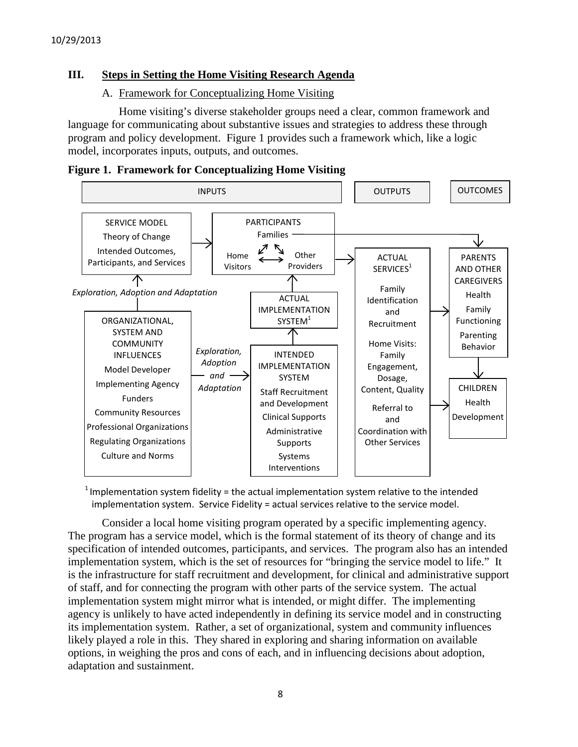## III. Steps in Setting the Home Visiting Research Agenda

### A. Framework for Conceptualizing Home Visiting

Home visiting's diverse stakeholder groups need a clear, common framework and language for communicating about substantive issues and strategies to address these through program and policy development. Figure 1 provides such a framework which, like a logic model, incorporates inputs, outputs, and outcomes.

**Figure 1. Framework for Conceptualizing Home Visiting**

INPUTS | OUTPUTS | OUTCOMES

SERVICE MODEL
Theory of Change
Intended Outcomes, Participants, and Services

PARTICIPANTS
Families
Home Visitors
Other Providers

ACTUAL SERVICES[1]
Family Identification and Recruitment
Home Visits: Family Engagement, Dosage, Content, Quality
Referral to and Coordination with Other Services

PARENTS AND OTHER CAREGIVERS
Health
Family Functioning
Parenting Behavior

CHILDREN
Health
Development

*Exploration, Adoption and Adaptation*

ACTUAL IMPLEMENTATION SYSTEM[1]

ORGANIZATIONAL, SYSTEM AND COMMUNITY INFLUENCES
Model Developer
Implementing Agency
Funders
Community Resources
Professional Organizations
Regulating Organizations
Culture and Norms

*Exploration, Adoption and Adaptation*

INTENDED IMPLEMENTATION SYSTEM
Staff Recruitment and Development
Clinical Supports
Administrative Supports
Systems Interventions

[1] Implementation system fidelity = the actual implementation system relative to the intended implementation system. Service Fidelity = actual services relative to the service model.

Consider a local home visiting program operated by a specific implementing agency. The program has a service model, which is the formal statement of its theory of change and its specification of intended outcomes, participants, and services. The program also has an intended implementation system, which is the set of resources for "bringing the service model to life." It is the infrastructure for staff recruitment and development, for clinical and administrative support of staff, and for connecting the program with other parts of the service system. The actual implementation system might mirror what is intended, or might differ. The implementing agency is unlikely to have acted independently in defining its service model and in constructing its implementation system. Rather, a set of organizational, system and community influences likely played a role in this. They shared in exploring and sharing information on available options, in weighing the pros and cons of each, and in influencing decisions about adoption, adaptation and sustainment.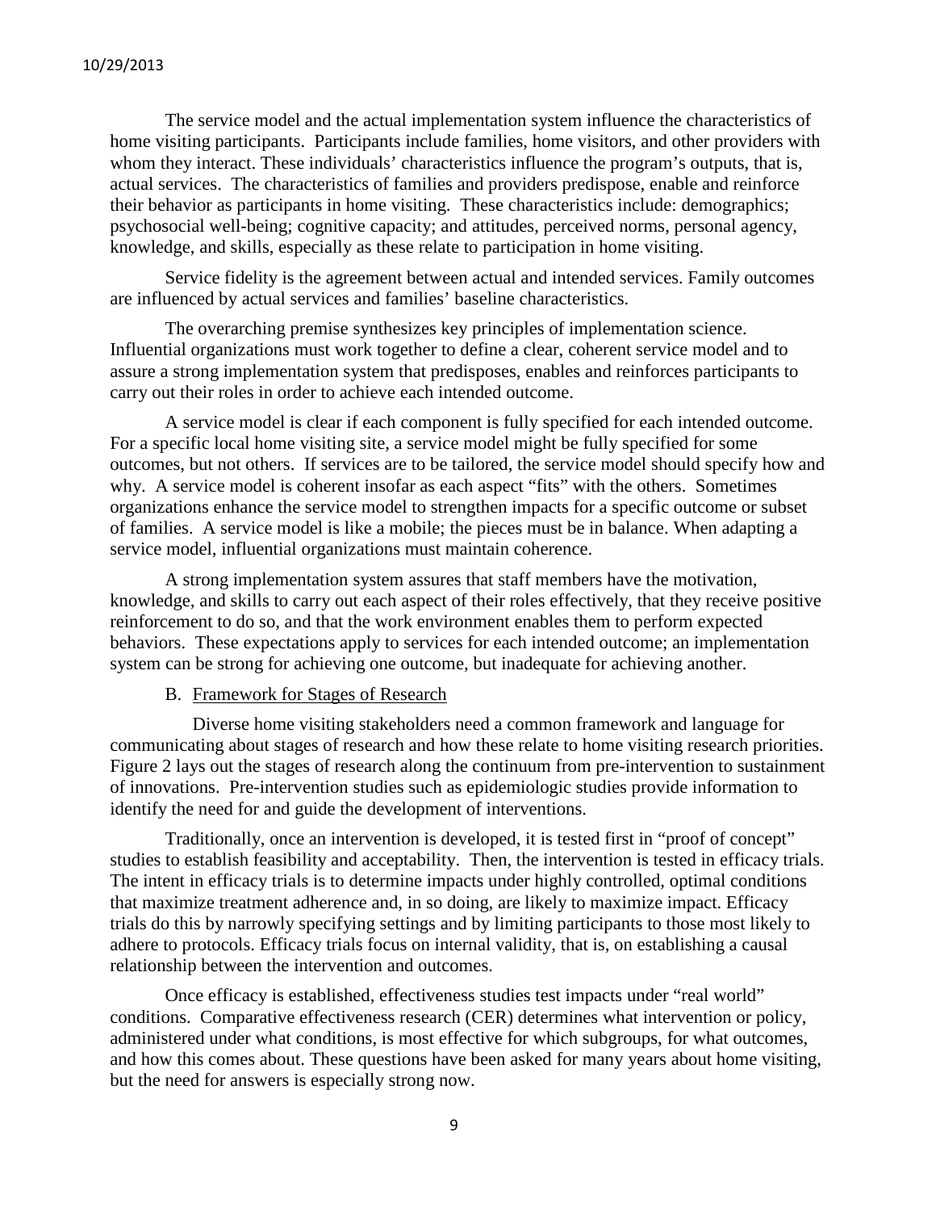The service model and the actual implementation system influence the characteristics of home visiting participants. Participants include families, home visitors, and other providers with whom they interact. These individuals' characteristics influence the program's outputs, that is, actual services. The characteristics of families and providers predispose, enable and reinforce their behavior as participants in home visiting. These characteristics include: demographics; psychosocial well-being; cognitive capacity; and attitudes, perceived norms, personal agency, knowledge, and skills, especially as these relate to participation in home visiting.

Service fidelity is the agreement between actual and intended services. Family outcomes are influenced by actual services and families' baseline characteristics.

The overarching premise synthesizes key principles of implementation science. Influential organizations must work together to define a clear, coherent service model and to assure a strong implementation system that predisposes, enables and reinforces participants to carry out their roles in order to achieve each intended outcome.

A service model is clear if each component is fully specified for each intended outcome. For a specific local home visiting site, a service model might be fully specified for some outcomes, but not others. If services are to be tailored, the service model should specify how and why. A service model is coherent insofar as each aspect "fits" with the others. Sometimes organizations enhance the service model to strengthen impacts for a specific outcome or subset of families. A service model is like a mobile; the pieces must be in balance. When adapting a service model, influential organizations must maintain coherence.

A strong implementation system assures that staff members have the motivation, knowledge, and skills to carry out each aspect of their roles effectively, that they receive positive reinforcement to do so, and that the work environment enables them to perform expected behaviors. These expectations apply to services for each intended outcome; an implementation system can be strong for achieving one outcome, but inadequate for achieving another.

### B. Framework for Stages of Research

Diverse home visiting stakeholders need a common framework and language for communicating about stages of research and how these relate to home visiting research priorities. Figure 2 lays out the stages of research along the continuum from pre-intervention to sustainment of innovations. Pre-intervention studies such as epidemiologic studies provide information to identify the need for and guide the development of interventions.

Traditionally, once an intervention is developed, it is tested first in "proof of concept" studies to establish feasibility and acceptability. Then, the intervention is tested in efficacy trials. The intent in efficacy trials is to determine impacts under highly controlled, optimal conditions that maximize treatment adherence and, in so doing, are likely to maximize impact. Efficacy trials do this by narrowly specifying settings and by limiting participants to those most likely to adhere to protocols. Efficacy trials focus on internal validity, that is, on establishing a causal relationship between the intervention and outcomes.

Once efficacy is established, effectiveness studies test impacts under "real world" conditions. Comparative effectiveness research (CER) determines what intervention or policy, administered under what conditions, is most effective for which subgroups, for what outcomes, and how this comes about. These questions have been asked for many years about home visiting, but the need for answers is especially strong now.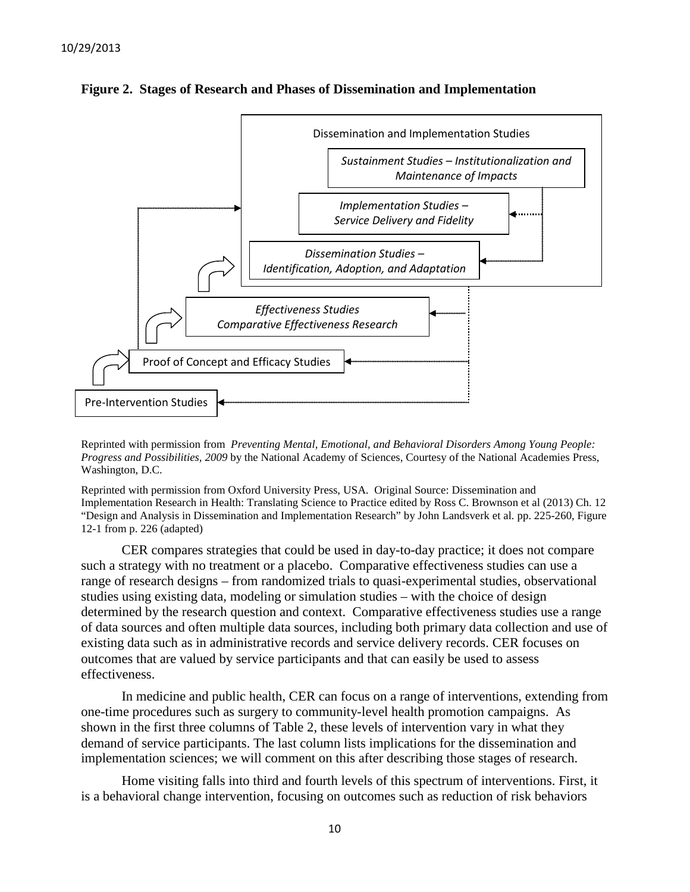**Figure 2. Stages of Research and Phases of Dissemination and Implementation**

Dissemination and Implementation Studies

*Sustainment Studies – Institutionalization and Maintenance of Impacts*

*Implementation Studies – Service Delivery and Fidelity*

*Dissemination Studies – Identification, Adoption, and Adaptation*

*Effectiveness Studies Comparative Effectiveness Research*

Proof of Concept and Efficacy Studies

Pre-Intervention Studies

Reprinted with permission from *Preventing Mental, Emotional, and Behavioral Disorders Among Young People: Progress and Possibilities, 2009* by the National Academy of Sciences, Courtesy of the National Academies Press, Washington, D.C.

Reprinted with permission from Oxford University Press, USA. Original Source: Dissemination and Implementation Research in Health: Translating Science to Practice edited by Ross C. Brownson et al (2013) Ch. 12 "Design and Analysis in Dissemination and Implementation Research" by John Landsverk et al. pp. 225-260, Figure 12-1 from p. 226 (adapted)

CER compares strategies that could be used in day-to-day practice; it does not compare such a strategy with no treatment or a placebo. Comparative effectiveness studies can use a range of research designs – from randomized trials to quasi-experimental studies, observational studies using existing data, modeling or simulation studies – with the choice of design determined by the research question and context. Comparative effectiveness studies use a range of data sources and often multiple data sources, including both primary data collection and use of existing data such as in administrative records and service delivery records. CER focuses on outcomes that are valued by service participants and that can easily be used to assess effectiveness.

In medicine and public health, CER can focus on a range of interventions, extending from one-time procedures such as surgery to community-level health promotion campaigns. As shown in the first three columns of Table 2, these levels of intervention vary in what they demand of service participants. The last column lists implications for the dissemination and implementation sciences; we will comment on this after describing those stages of research.

Home visiting falls into third and fourth levels of this spectrum of interventions. First, it is a behavioral change intervention, focusing on outcomes such as reduction of risk behaviors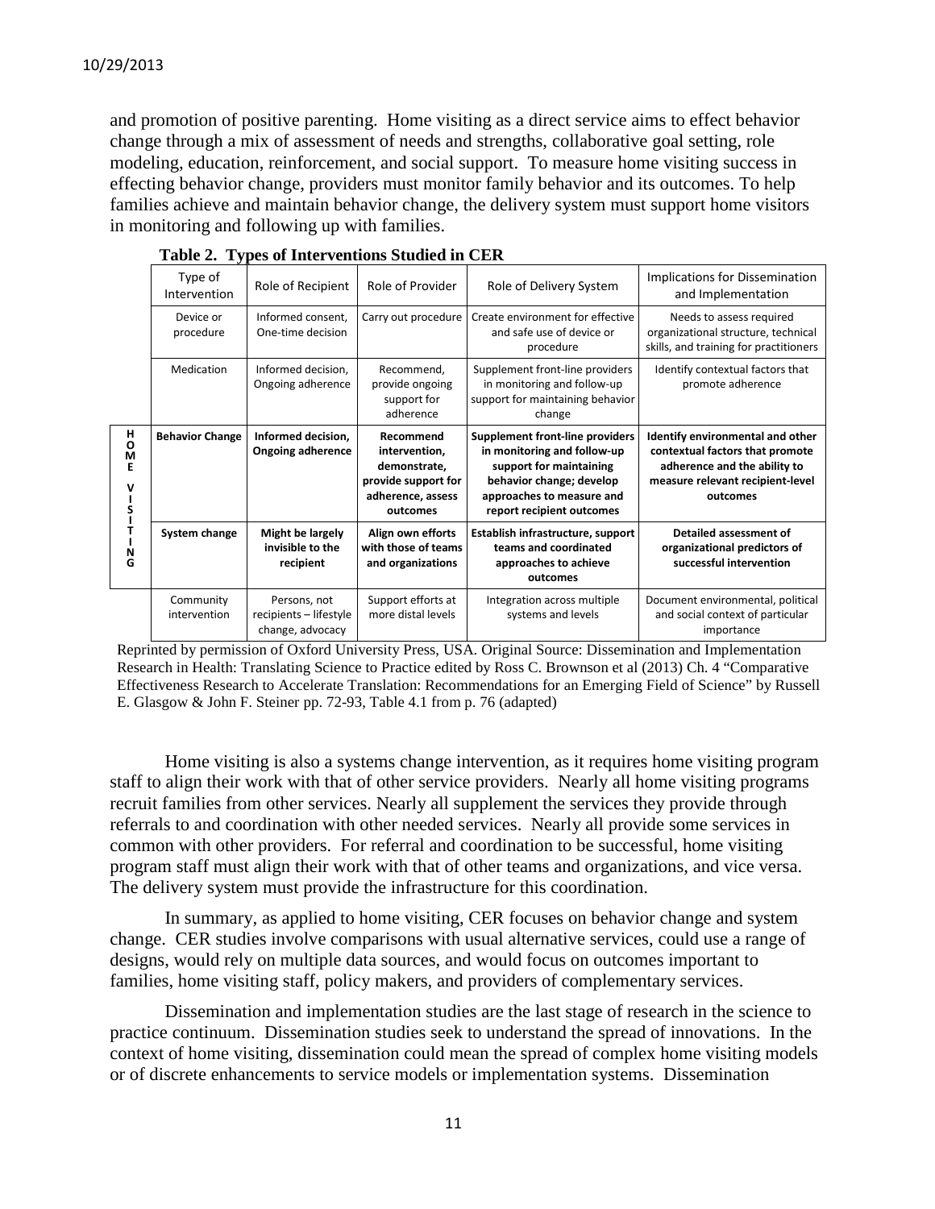and promotion of positive parenting. Home visiting as a direct service aims to effect behavior change through a mix of assessment of needs and strengths, collaborative goal setting, role modeling, education, reinforcement, and social support. To measure home visiting success in effecting behavior change, providers must monitor family behavior and its outcomes. To help families achieve and maintain behavior change, the delivery system must support home visitors in monitoring and following up with families.

**Table 2. Types of Interventions Studied in CER**

| | Type of Intervention | Role of Recipient | Role of Provider | Role of Delivery System | Implications for Dissemination and Implementation |
|---|---|---|---|---|---|
| | Device or procedure | Informed consent, One-time decision | Carry out procedure | Create environment for effective and safe use of device or procedure | Needs to assess required organizational structure, technical skills, and training for practitioners |
| | Medication | Informed decision, Ongoing adherence | Recommend, provide ongoing support for adherence | Supplement front-line providers in monitoring and follow-up support for maintaining behavior change | Identify contextual factors that promote adherence |
| **HOME VISITING** | **Behavior Change** | **Informed decision, Ongoing adherence** | **Recommend intervention, demonstrate, provide support for adherence, assess outcomes** | **Supplement front-line providers in monitoring and follow-up support for maintaining behavior change; develop approaches to measure and report recipient outcomes** | **Identify environmental and other contextual factors that promote adherence and the ability to measure relevant recipient-level outcomes** |
| **HOME VISITING** | **System change** | **Might be largely invisible to the recipient** | **Align own efforts with those of teams and organizations** | **Establish infrastructure, support teams and coordinated approaches to achieve outcomes** | **Detailed assessment of organizational predictors of successful intervention** |
| | Community intervention | Persons, not recipients – lifestyle change, advocacy | Support efforts at more distal levels | Integration across multiple systems and levels | Document environmental, political and social context of particular importance |

Reprinted by permission of Oxford University Press, USA. Original Source: Dissemination and Implementation Research in Health: Translating Science to Practice edited by Ross C. Brownson et al (2013) Ch. 4 "Comparative Effectiveness Research to Accelerate Translation: Recommendations for an Emerging Field of Science" by Russell E. Glasgow & John F. Steiner pp. 72-93, Table 4.1 from p. 76 (adapted)

Home visiting is also a systems change intervention, as it requires home visiting program staff to align their work with that of other service providers. Nearly all home visiting programs recruit families from other services. Nearly all supplement the services they provide through referrals to and coordination with other needed services. Nearly all provide some services in common with other providers. For referral and coordination to be successful, home visiting program staff must align their work with that of other teams and organizations, and vice versa. The delivery system must provide the infrastructure for this coordination.

In summary, as applied to home visiting, CER focuses on behavior change and system change. CER studies involve comparisons with usual alternative services, could use a range of designs, would rely on multiple data sources, and would focus on outcomes important to families, home visiting staff, policy makers, and providers of complementary services.

Dissemination and implementation studies are the last stage of research in the science to practice continuum. Dissemination studies seek to understand the spread of innovations. In the context of home visiting, dissemination could mean the spread of complex home visiting models or of discrete enhancements to service models or implementation systems. Dissemination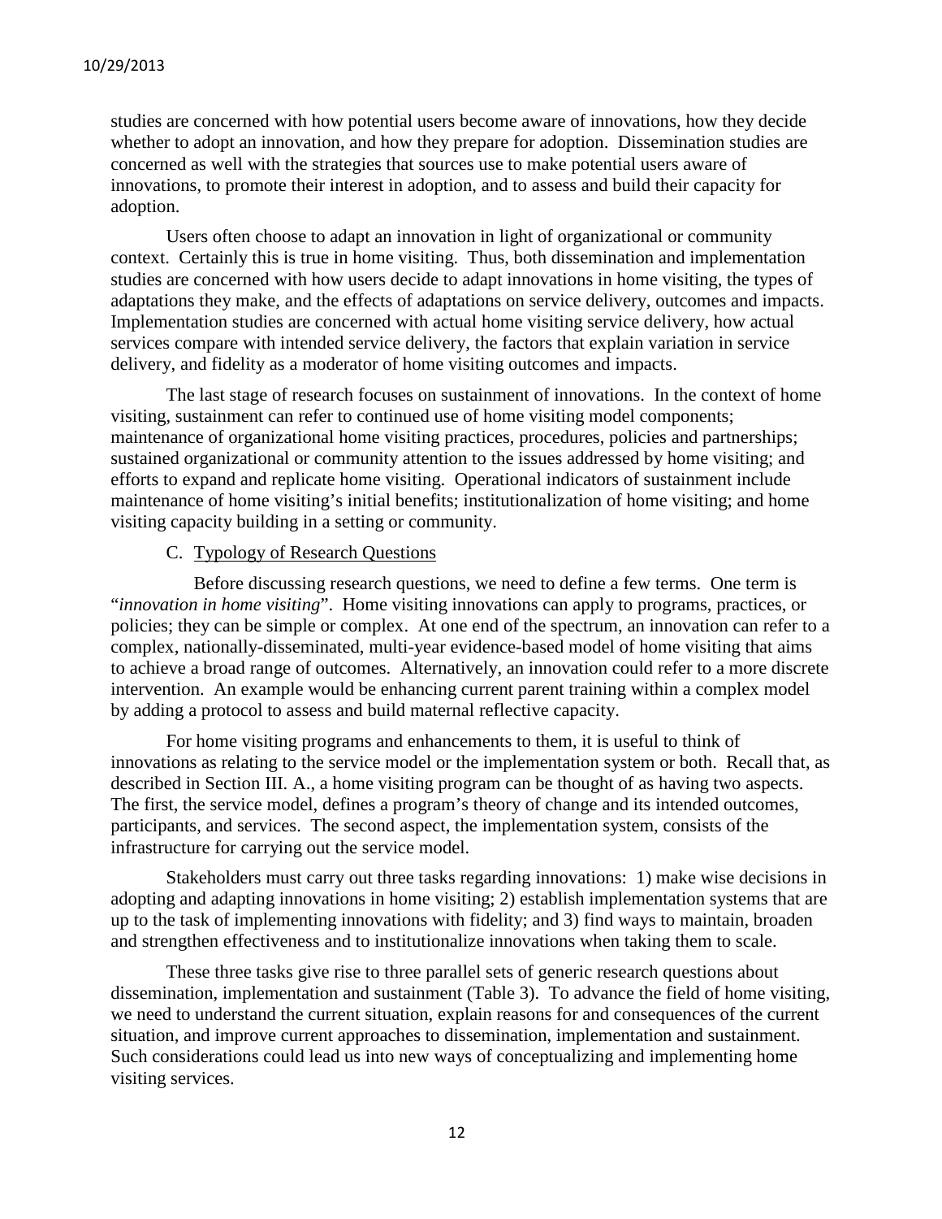studies are concerned with how potential users become aware of innovations, how they decide whether to adopt an innovation, and how they prepare for adoption. Dissemination studies are concerned as well with the strategies that sources use to make potential users aware of innovations, to promote their interest in adoption, and to assess and build their capacity for adoption.

Users often choose to adapt an innovation in light of organizational or community context. Certainly this is true in home visiting. Thus, both dissemination and implementation studies are concerned with how users decide to adapt innovations in home visiting, the types of adaptations they make, and the effects of adaptations on service delivery, outcomes and impacts. Implementation studies are concerned with actual home visiting service delivery, how actual services compare with intended service delivery, the factors that explain variation in service delivery, and fidelity as a moderator of home visiting outcomes and impacts.

The last stage of research focuses on sustainment of innovations. In the context of home visiting, sustainment can refer to continued use of home visiting model components; maintenance of organizational home visiting practices, procedures, policies and partnerships; sustained organizational or community attention to the issues addressed by home visiting; and efforts to expand and replicate home visiting. Operational indicators of sustainment include maintenance of home visiting's initial benefits; institutionalization of home visiting; and home visiting capacity building in a setting or community.

### C. Typology of Research Questions

Before discussing research questions, we need to define a few terms. One term is "*innovation in home visiting*". Home visiting innovations can apply to programs, practices, or policies; they can be simple or complex. At one end of the spectrum, an innovation can refer to a complex, nationally-disseminated, multi-year evidence-based model of home visiting that aims to achieve a broad range of outcomes. Alternatively, an innovation could refer to a more discrete intervention. An example would be enhancing current parent training within a complex model by adding a protocol to assess and build maternal reflective capacity.

For home visiting programs and enhancements to them, it is useful to think of innovations as relating to the service model or the implementation system or both. Recall that, as described in Section III. A., a home visiting program can be thought of as having two aspects. The first, the service model, defines a program's theory of change and its intended outcomes, participants, and services. The second aspect, the implementation system, consists of the infrastructure for carrying out the service model.

Stakeholders must carry out three tasks regarding innovations: 1) make wise decisions in adopting and adapting innovations in home visiting; 2) establish implementation systems that are up to the task of implementing innovations with fidelity; and 3) find ways to maintain, broaden and strengthen effectiveness and to institutionalize innovations when taking them to scale.

These three tasks give rise to three parallel sets of generic research questions about dissemination, implementation and sustainment (Table 3). To advance the field of home visiting, we need to understand the current situation, explain reasons for and consequences of the current situation, and improve current approaches to dissemination, implementation and sustainment. Such considerations could lead us into new ways of conceptualizing and implementing home visiting services.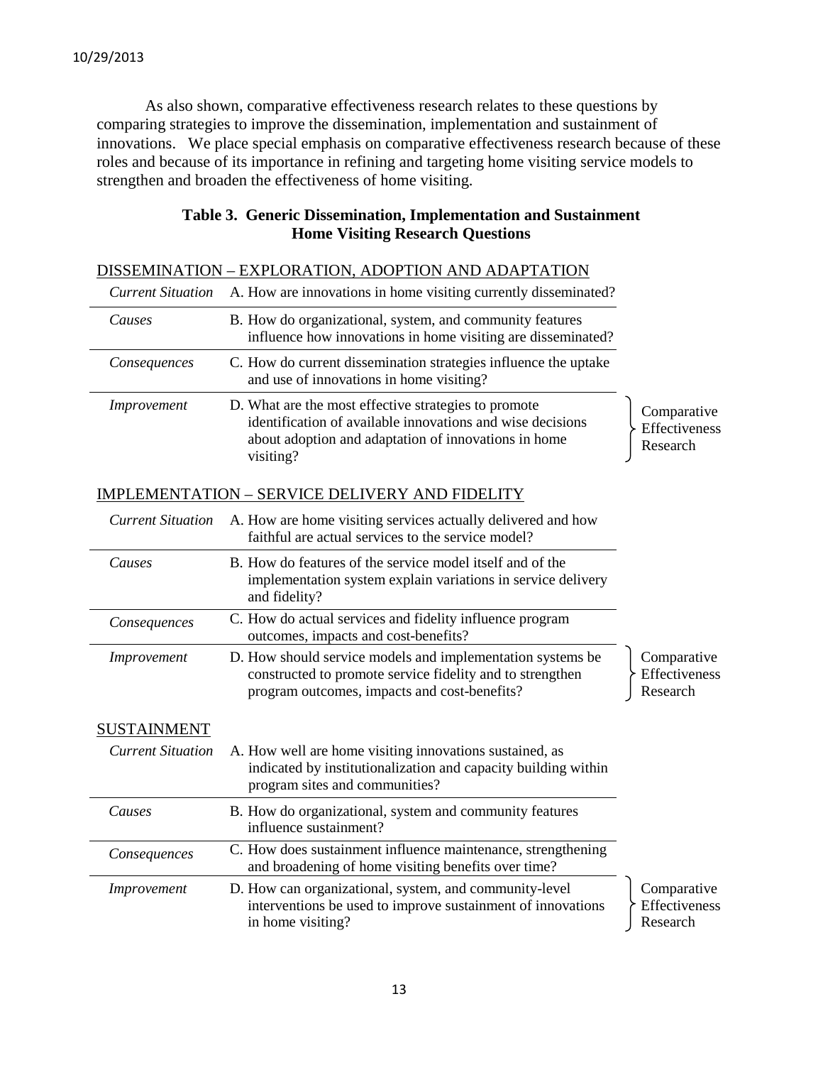As also shown, comparative effectiveness research relates to these questions by comparing strategies to improve the dissemination, implementation and sustainment of innovations. We place special emphasis on comparative effectiveness research because of these roles and because of its importance in refining and targeting home visiting service models to strengthen and broaden the effectiveness of home visiting.

**Table 3. Generic Dissemination, Implementation and Sustainment Home Visiting Research Questions**

DISSEMINATION – EXPLORATION, ADOPTION AND ADAPTATION

| | | |
|---|---|---|
| *Current Situation* | A. How are innovations in home visiting currently disseminated? | |
| *Causes* | B. How do organizational, system, and community features influence how innovations in home visiting are disseminated? | |
| *Consequences* | C. How do current dissemination strategies influence the uptake and use of innovations in home visiting? | |
| *Improvement* | D. What are the most effective strategies to promote identification of available innovations and wise decisions about adoption and adaptation of innovations in home visiting? | Comparative Effectiveness Research |

IMPLEMENTATION – SERVICE DELIVERY AND FIDELITY

| | | |
|---|---|---|
| *Current Situation* | A. How are home visiting services actually delivered and how faithful are actual services to the service model? | |
| *Causes* | B. How do features of the service model itself and of the implementation system explain variations in service delivery and fidelity? | |
| *Consequences* | C. How do actual services and fidelity influence program outcomes, impacts and cost-benefits? | |
| *Improvement* | D. How should service models and implementation systems be constructed to promote service fidelity and to strengthen program outcomes, impacts and cost-benefits? | Comparative Effectiveness Research |

SUSTAINMENT

| | | |
|---|---|---|
| *Current Situation* | A. How well are home visiting innovations sustained, as indicated by institutionalization and capacity building within program sites and communities? | |
| *Causes* | B. How do organizational, system and community features influence sustainment? | |
| *Consequences* | C. How does sustainment influence maintenance, strengthening and broadening of home visiting benefits over time? | |
| *Improvement* | D. How can organizational, system, and community-level interventions be used to improve sustainment of innovations in home visiting? | Comparative Effectiveness Research |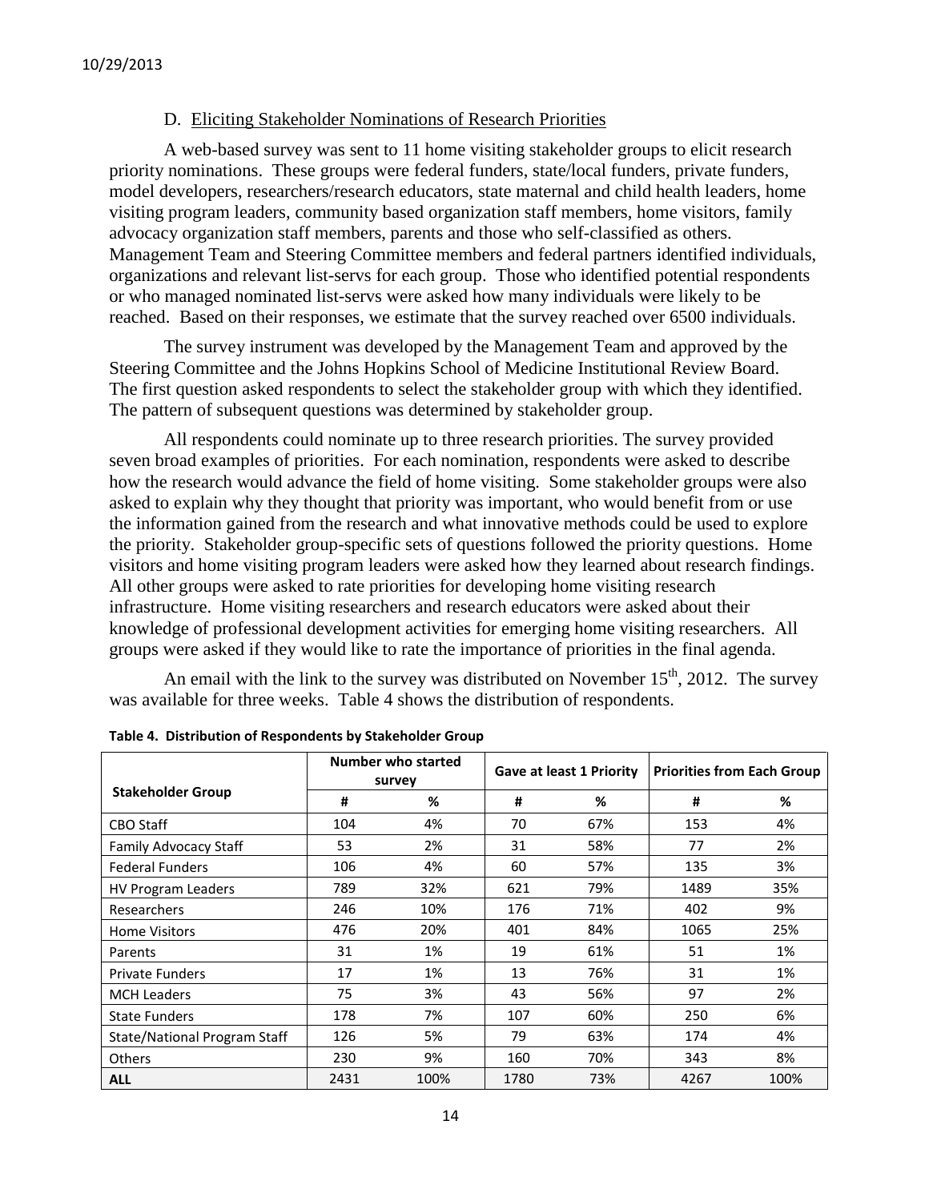### D. Eliciting Stakeholder Nominations of Research Priorities

A web-based survey was sent to 11 home visiting stakeholder groups to elicit research priority nominations. These groups were federal funders, state/local funders, private funders, model developers, researchers/research educators, state maternal and child health leaders, home visiting program leaders, community based organization staff members, home visitors, family advocacy organization staff members, parents and those who self-classified as others. Management Team and Steering Committee members and federal partners identified individuals, organizations and relevant list-servs for each group. Those who identified potential respondents or who managed nominated list-servs were asked how many individuals were likely to be reached. Based on their responses, we estimate that the survey reached over 6500 individuals.

The survey instrument was developed by the Management Team and approved by the Steering Committee and the Johns Hopkins School of Medicine Institutional Review Board. The first question asked respondents to select the stakeholder group with which they identified. The pattern of subsequent questions was determined by stakeholder group.

All respondents could nominate up to three research priorities. The survey provided seven broad examples of priorities. For each nomination, respondents were asked to describe how the research would advance the field of home visiting. Some stakeholder groups were also asked to explain why they thought that priority was important, who would benefit from or use the information gained from the research and what innovative methods could be used to explore the priority. Stakeholder group-specific sets of questions followed the priority questions. Home visitors and home visiting program leaders were asked how they learned about research findings. All other groups were asked to rate priorities for developing home visiting research infrastructure. Home visiting researchers and research educators were asked about their knowledge of professional development activities for emerging home visiting researchers. All groups were asked if they would like to rate the importance of priorities in the final agenda.

An email with the link to the survey was distributed on November 15th, 2012. The survey was available for three weeks. Table 4 shows the distribution of respondents.

**Table 4. Distribution of Respondents by Stakeholder Group**

| Stakeholder Group | Number who started survey | | Gave at least 1 Priority | | Priorities from Each Group | |
|---|---|---|---|---|---|---|
| | # | % | # | % | # | % |
| CBO Staff | 104 | 4% | 70 | 67% | 153 | 4% |
| Family Advocacy Staff | 53 | 2% | 31 | 58% | 77 | 2% |
| Federal Funders | 106 | 4% | 60 | 57% | 135 | 3% |
| HV Program Leaders | 789 | 32% | 621 | 79% | 1489 | 35% |
| Researchers | 246 | 10% | 176 | 71% | 402 | 9% |
| Home Visitors | 476 | 20% | 401 | 84% | 1065 | 25% |
| Parents | 31 | 1% | 19 | 61% | 51 | 1% |
| Private Funders | 17 | 1% | 13 | 76% | 31 | 1% |
| MCH Leaders | 75 | 3% | 43 | 56% | 97 | 2% |
| State Funders | 178 | 7% | 107 | 60% | 250 | 6% |
| State/National Program Staff | 126 | 5% | 79 | 63% | 174 | 4% |
| Others | 230 | 9% | 160 | 70% | 343 | 8% |
| **ALL** | 2431 | 100% | 1780 | 73% | 4267 | 100% |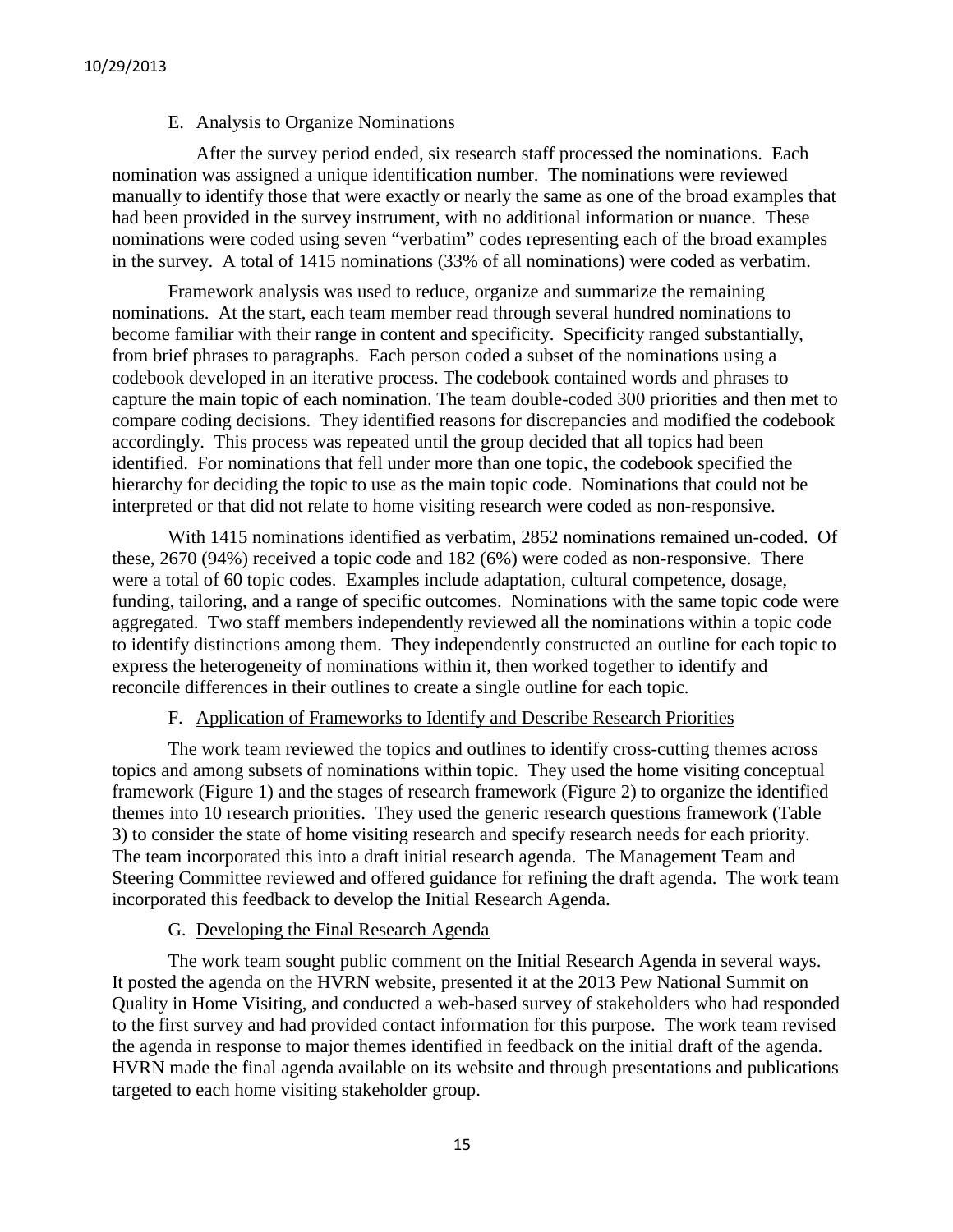### E. Analysis to Organize Nominations

After the survey period ended, six research staff processed the nominations. Each nomination was assigned a unique identification number. The nominations were reviewed manually to identify those that were exactly or nearly the same as one of the broad examples that had been provided in the survey instrument, with no additional information or nuance. These nominations were coded using seven "verbatim" codes representing each of the broad examples in the survey. A total of 1415 nominations (33% of all nominations) were coded as verbatim.

Framework analysis was used to reduce, organize and summarize the remaining nominations. At the start, each team member read through several hundred nominations to become familiar with their range in content and specificity. Specificity ranged substantially, from brief phrases to paragraphs. Each person coded a subset of the nominations using a codebook developed in an iterative process. The codebook contained words and phrases to capture the main topic of each nomination. The team double-coded 300 priorities and then met to compare coding decisions. They identified reasons for discrepancies and modified the codebook accordingly. This process was repeated until the group decided that all topics had been identified. For nominations that fell under more than one topic, the codebook specified the hierarchy for deciding the topic to use as the main topic code. Nominations that could not be interpreted or that did not relate to home visiting research were coded as non-responsive.

With 1415 nominations identified as verbatim, 2852 nominations remained un-coded. Of these, 2670 (94%) received a topic code and 182 (6%) were coded as non-responsive. There were a total of 60 topic codes. Examples include adaptation, cultural competence, dosage, funding, tailoring, and a range of specific outcomes. Nominations with the same topic code were aggregated. Two staff members independently reviewed all the nominations within a topic code to identify distinctions among them. They independently constructed an outline for each topic to express the heterogeneity of nominations within it, then worked together to identify and reconcile differences in their outlines to create a single outline for each topic.

### F. Application of Frameworks to Identify and Describe Research Priorities

The work team reviewed the topics and outlines to identify cross-cutting themes across topics and among subsets of nominations within topic. They used the home visiting conceptual framework (Figure 1) and the stages of research framework (Figure 2) to organize the identified themes into 10 research priorities. They used the generic research questions framework (Table 3) to consider the state of home visiting research and specify research needs for each priority. The team incorporated this into a draft initial research agenda. The Management Team and Steering Committee reviewed and offered guidance for refining the draft agenda. The work team incorporated this feedback to develop the Initial Research Agenda.

### G. Developing the Final Research Agenda

The work team sought public comment on the Initial Research Agenda in several ways. It posted the agenda on the HVRN website, presented it at the 2013 Pew National Summit on Quality in Home Visiting, and conducted a web-based survey of stakeholders who had responded to the first survey and had provided contact information for this purpose. The work team revised the agenda in response to major themes identified in feedback on the initial draft of the agenda. HVRN made the final agenda available on its website and through presentations and publications targeted to each home visiting stakeholder group.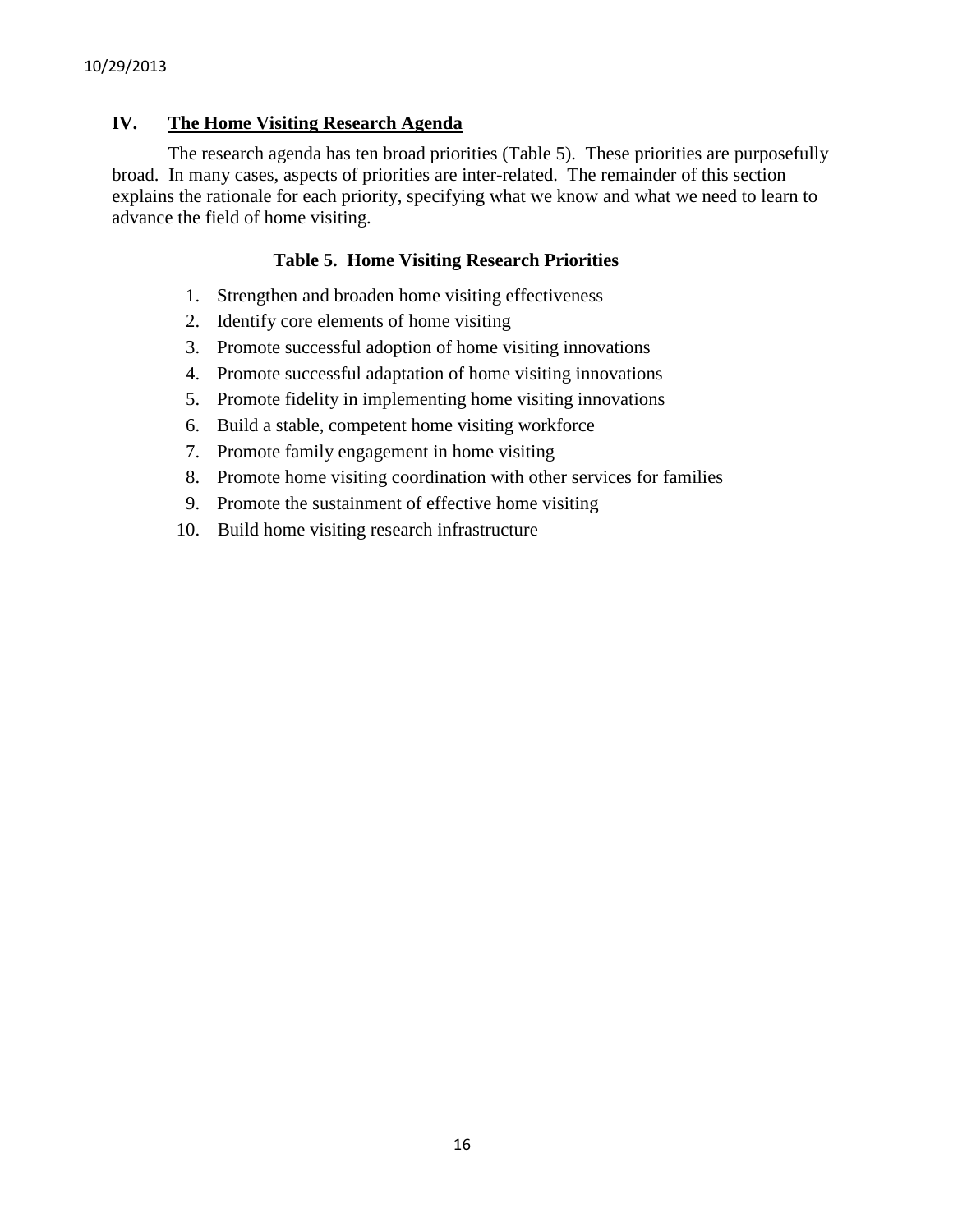## IV. The Home Visiting Research Agenda

The research agenda has ten broad priorities (Table 5). These priorities are purposefully broad. In many cases, aspects of priorities are inter-related. The remainder of this section explains the rationale for each priority, specifying what we know and what we need to learn to advance the field of home visiting.

**Table 5. Home Visiting Research Priorities**

1. Strengthen and broaden home visiting effectiveness
2. Identify core elements of home visiting
3. Promote successful adoption of home visiting innovations
4. Promote successful adaptation of home visiting innovations
5. Promote fidelity in implementing home visiting innovations
6. Build a stable, competent home visiting workforce
7. Promote family engagement in home visiting
8. Promote home visiting coordination with other services for families
9. Promote the sustainment of effective home visiting
10. Build home visiting research infrastructure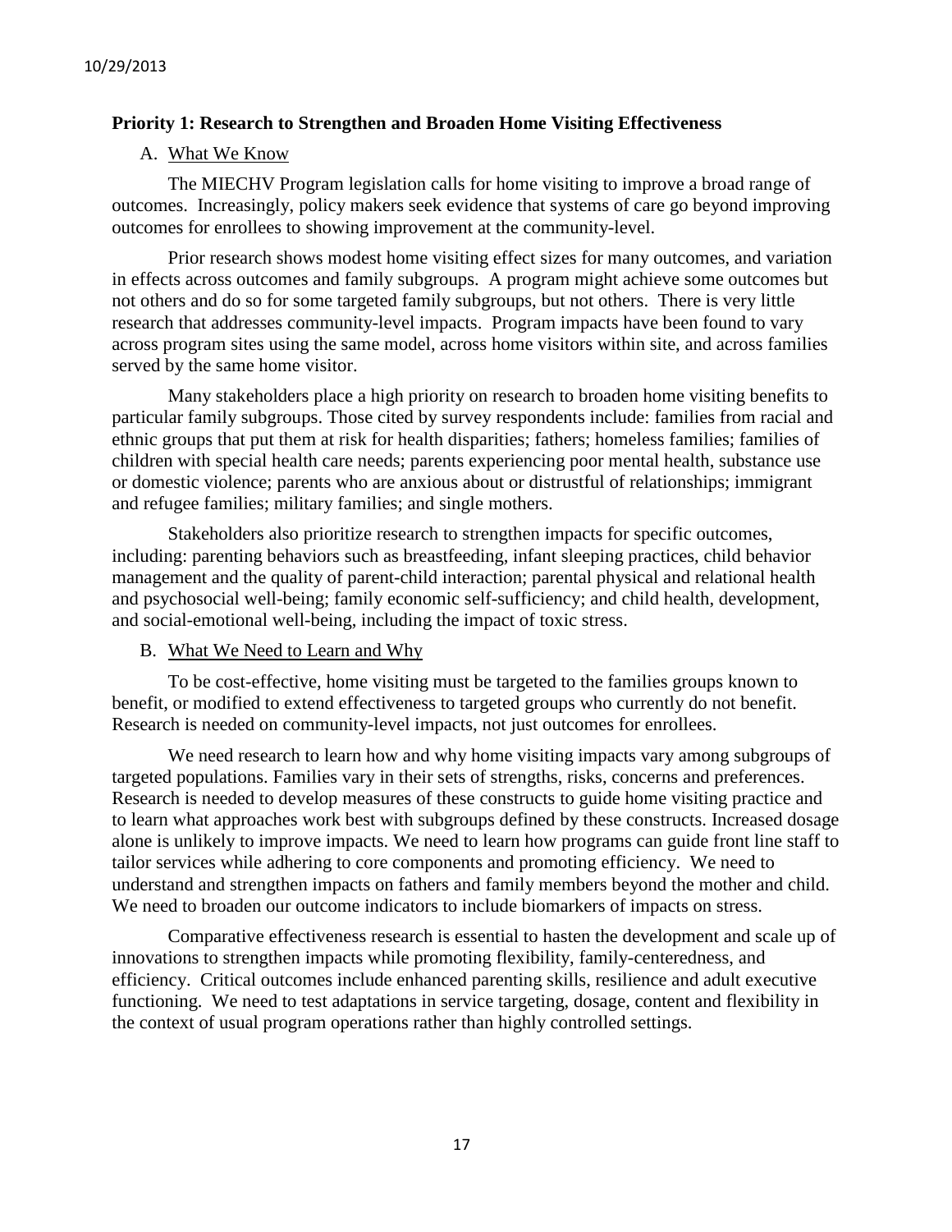## Priority 1: Research to Strengthen and Broaden Home Visiting Effectiveness

### A. What We Know

The MIECHV Program legislation calls for home visiting to improve a broad range of outcomes. Increasingly, policy makers seek evidence that systems of care go beyond improving outcomes for enrollees to showing improvement at the community-level.

Prior research shows modest home visiting effect sizes for many outcomes, and variation in effects across outcomes and family subgroups. A program might achieve some outcomes but not others and do so for some targeted family subgroups, but not others. There is very little research that addresses community-level impacts. Program impacts have been found to vary across program sites using the same model, across home visitors within site, and across families served by the same home visitor.

Many stakeholders place a high priority on research to broaden home visiting benefits to particular family subgroups. Those cited by survey respondents include: families from racial and ethnic groups that put them at risk for health disparities; fathers; homeless families; families of children with special health care needs; parents experiencing poor mental health, substance use or domestic violence; parents who are anxious about or distrustful of relationships; immigrant and refugee families; military families; and single mothers.

Stakeholders also prioritize research to strengthen impacts for specific outcomes, including: parenting behaviors such as breastfeeding, infant sleeping practices, child behavior management and the quality of parent-child interaction; parental physical and relational health and psychosocial well-being; family economic self-sufficiency; and child health, development, and social-emotional well-being, including the impact of toxic stress.

### B. What We Need to Learn and Why

To be cost-effective, home visiting must be targeted to the families groups known to benefit, or modified to extend effectiveness to targeted groups who currently do not benefit. Research is needed on community-level impacts, not just outcomes for enrollees.

We need research to learn how and why home visiting impacts vary among subgroups of targeted populations. Families vary in their sets of strengths, risks, concerns and preferences. Research is needed to develop measures of these constructs to guide home visiting practice and to learn what approaches work best with subgroups defined by these constructs. Increased dosage alone is unlikely to improve impacts. We need to learn how programs can guide front line staff to tailor services while adhering to core components and promoting efficiency. We need to understand and strengthen impacts on fathers and family members beyond the mother and child. We need to broaden our outcome indicators to include biomarkers of impacts on stress.

Comparative effectiveness research is essential to hasten the development and scale up of innovations to strengthen impacts while promoting flexibility, family-centeredness, and efficiency. Critical outcomes include enhanced parenting skills, resilience and adult executive functioning. We need to test adaptations in service targeting, dosage, content and flexibility in the context of usual program operations rather than highly controlled settings.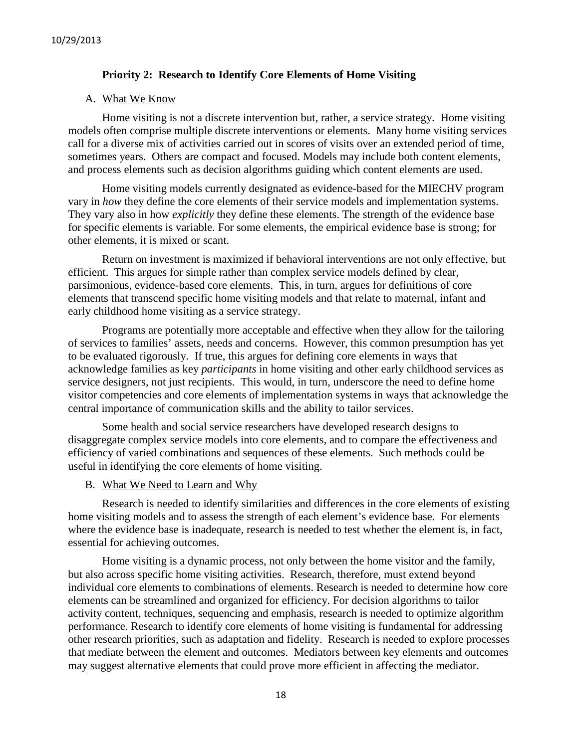## Priority 2: Research to Identify Core Elements of Home Visiting

A. <u>What We Know</u>

Home visiting is not a discrete intervention but, rather, a service strategy. Home visiting models often comprise multiple discrete interventions or elements. Many home visiting services call for a diverse mix of activities carried out in scores of visits over an extended period of time, sometimes years. Others are compact and focused. Models may include both content elements, and process elements such as decision algorithms guiding which content elements are used.

Home visiting models currently designated as evidence-based for the MIECHV program vary in *how* they define the core elements of their service models and implementation systems. They vary also in how *explicitly* they define these elements. The strength of the evidence base for specific elements is variable. For some elements, the empirical evidence base is strong; for other elements, it is mixed or scant.

Return on investment is maximized if behavioral interventions are not only effective, but efficient. This argues for simple rather than complex service models defined by clear, parsimonious, evidence-based core elements. This, in turn, argues for definitions of core elements that transcend specific home visiting models and that relate to maternal, infant and early childhood home visiting as a service strategy.

Programs are potentially more acceptable and effective when they allow for the tailoring of services to families' assets, needs and concerns. However, this common presumption has yet to be evaluated rigorously. If true, this argues for defining core elements in ways that acknowledge families as key *participants* in home visiting and other early childhood services as service designers, not just recipients. This would, in turn, underscore the need to define home visitor competencies and core elements of implementation systems in ways that acknowledge the central importance of communication skills and the ability to tailor services.

Some health and social service researchers have developed research designs to disaggregate complex service models into core elements, and to compare the effectiveness and efficiency of varied combinations and sequences of these elements. Such methods could be useful in identifying the core elements of home visiting.

B. <u>What We Need to Learn and Why</u>

Research is needed to identify similarities and differences in the core elements of existing home visiting models and to assess the strength of each element's evidence base. For elements where the evidence base is inadequate, research is needed to test whether the element is, in fact, essential for achieving outcomes.

Home visiting is a dynamic process, not only between the home visitor and the family, but also across specific home visiting activities. Research, therefore, must extend beyond individual core elements to combinations of elements. Research is needed to determine how core elements can be streamlined and organized for efficiency. For decision algorithms to tailor activity content, techniques, sequencing and emphasis, research is needed to optimize algorithm performance. Research to identify core elements of home visiting is fundamental for addressing other research priorities, such as adaptation and fidelity. Research is needed to explore processes that mediate between the element and outcomes. Mediators between key elements and outcomes may suggest alternative elements that could prove more efficient in affecting the mediator.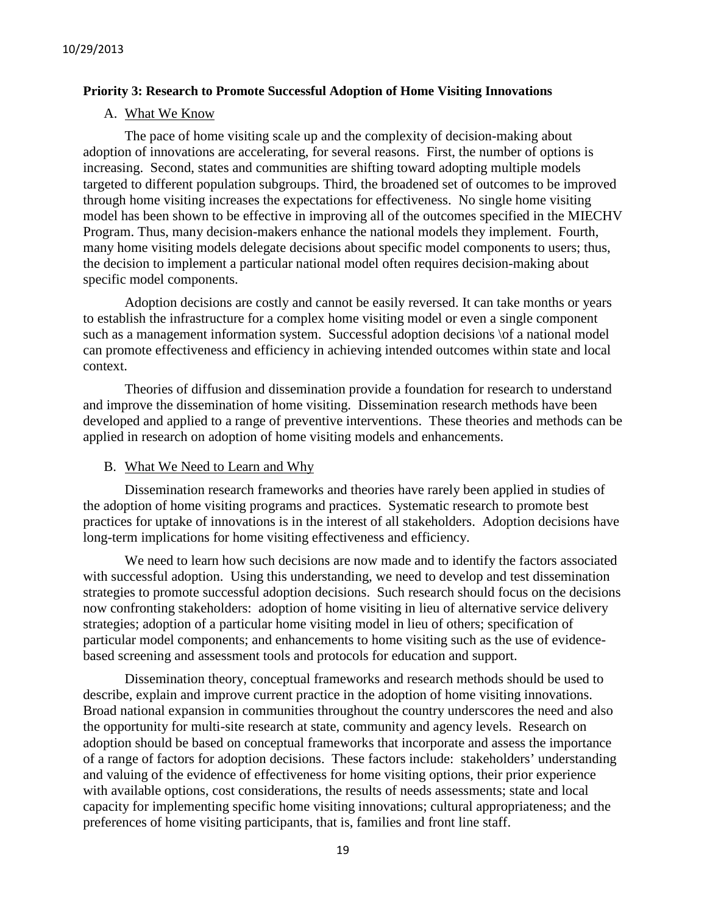**Priority 3: Research to Promote Successful Adoption of Home Visiting Innovations**

A. What We Know

The pace of home visiting scale up and the complexity of decision-making about adoption of innovations are accelerating, for several reasons. First, the number of options is increasing. Second, states and communities are shifting toward adopting multiple models targeted to different population subgroups. Third, the broadened set of outcomes to be improved through home visiting increases the expectations for effectiveness. No single home visiting model has been shown to be effective in improving all of the outcomes specified in the MIECHV Program. Thus, many decision-makers enhance the national models they implement. Fourth, many home visiting models delegate decisions about specific model components to users; thus, the decision to implement a particular national model often requires decision-making about specific model components.

Adoption decisions are costly and cannot be easily reversed. It can take months or years to establish the infrastructure for a complex home visiting model or even a single component such as a management information system. Successful adoption decisions \of a national model can promote effectiveness and efficiency in achieving intended outcomes within state and local context.

Theories of diffusion and dissemination provide a foundation for research to understand and improve the dissemination of home visiting. Dissemination research methods have been developed and applied to a range of preventive interventions. These theories and methods can be applied in research on adoption of home visiting models and enhancements.

B. What We Need to Learn and Why

Dissemination research frameworks and theories have rarely been applied in studies of the adoption of home visiting programs and practices. Systematic research to promote best practices for uptake of innovations is in the interest of all stakeholders. Adoption decisions have long-term implications for home visiting effectiveness and efficiency.

We need to learn how such decisions are now made and to identify the factors associated with successful adoption. Using this understanding, we need to develop and test dissemination strategies to promote successful adoption decisions. Such research should focus on the decisions now confronting stakeholders: adoption of home visiting in lieu of alternative service delivery strategies; adoption of a particular home visiting model in lieu of others; specification of particular model components; and enhancements to home visiting such as the use of evidence-based screening and assessment tools and protocols for education and support.

Dissemination theory, conceptual frameworks and research methods should be used to describe, explain and improve current practice in the adoption of home visiting innovations. Broad national expansion in communities throughout the country underscores the need and also the opportunity for multi-site research at state, community and agency levels. Research on adoption should be based on conceptual frameworks that incorporate and assess the importance of a range of factors for adoption decisions. These factors include: stakeholders' understanding and valuing of the evidence of effectiveness for home visiting options, their prior experience with available options, cost considerations, the results of needs assessments; state and local capacity for implementing specific home visiting innovations; cultural appropriateness; and the preferences of home visiting participants, that is, families and front line staff.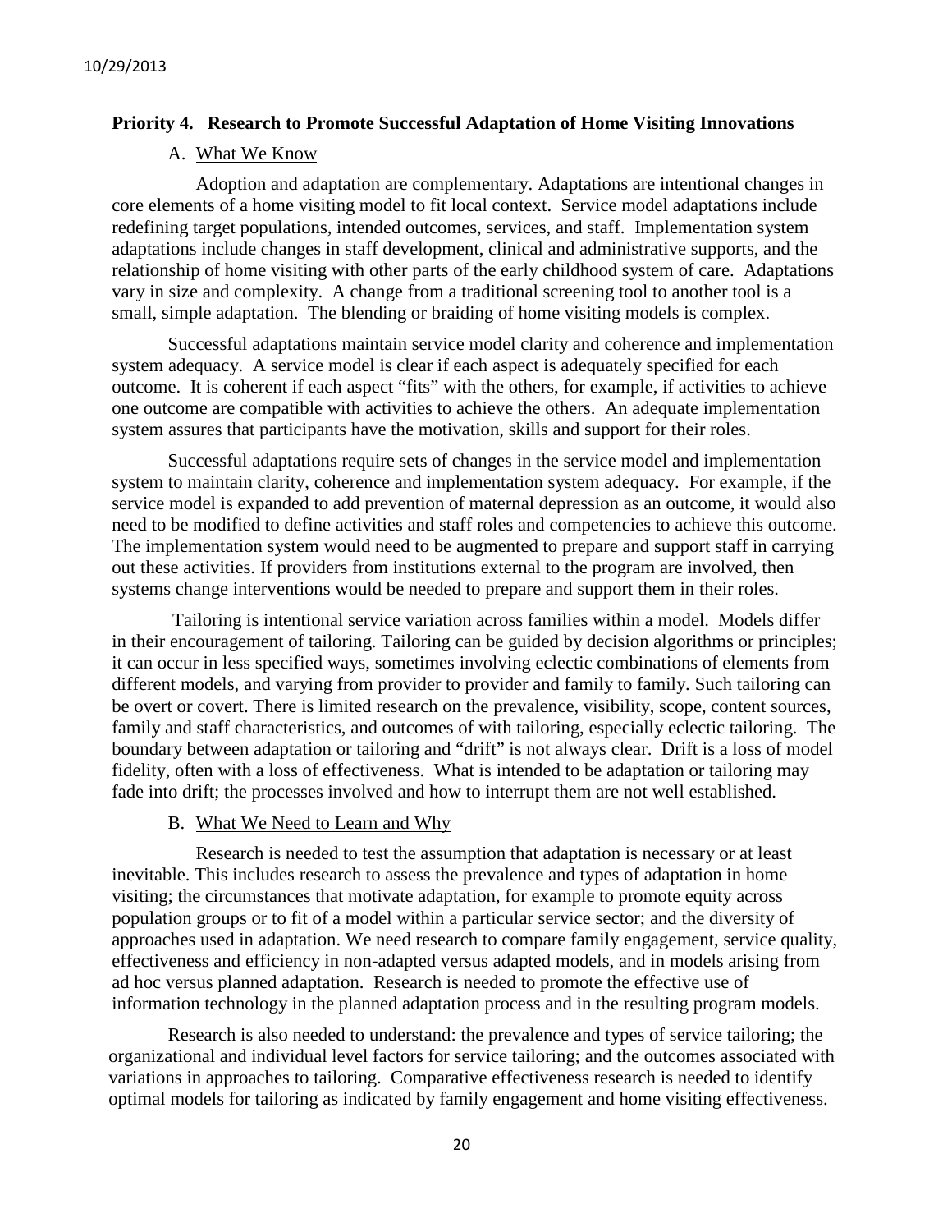## Priority 4. Research to Promote Successful Adaptation of Home Visiting Innovations

### A. What We Know

Adoption and adaptation are complementary. Adaptations are intentional changes in core elements of a home visiting model to fit local context. Service model adaptations include redefining target populations, intended outcomes, services, and staff. Implementation system adaptations include changes in staff development, clinical and administrative supports, and the relationship of home visiting with other parts of the early childhood system of care. Adaptations vary in size and complexity. A change from a traditional screening tool to another tool is a small, simple adaptation. The blending or braiding of home visiting models is complex.

Successful adaptations maintain service model clarity and coherence and implementation system adequacy. A service model is clear if each aspect is adequately specified for each outcome. It is coherent if each aspect "fits" with the others, for example, if activities to achieve one outcome are compatible with activities to achieve the others. An adequate implementation system assures that participants have the motivation, skills and support for their roles.

Successful adaptations require sets of changes in the service model and implementation system to maintain clarity, coherence and implementation system adequacy. For example, if the service model is expanded to add prevention of maternal depression as an outcome, it would also need to be modified to define activities and staff roles and competencies to achieve this outcome. The implementation system would need to be augmented to prepare and support staff in carrying out these activities. If providers from institutions external to the program are involved, then systems change interventions would be needed to prepare and support them in their roles.

Tailoring is intentional service variation across families within a model. Models differ in their encouragement of tailoring. Tailoring can be guided by decision algorithms or principles; it can occur in less specified ways, sometimes involving eclectic combinations of elements from different models, and varying from provider to provider and family to family. Such tailoring can be overt or covert. There is limited research on the prevalence, visibility, scope, content sources, family and staff characteristics, and outcomes of with tailoring, especially eclectic tailoring. The boundary between adaptation or tailoring and "drift" is not always clear. Drift is a loss of model fidelity, often with a loss of effectiveness. What is intended to be adaptation or tailoring may fade into drift; the processes involved and how to interrupt them are not well established.

### B. What We Need to Learn and Why

Research is needed to test the assumption that adaptation is necessary or at least inevitable. This includes research to assess the prevalence and types of adaptation in home visiting; the circumstances that motivate adaptation, for example to promote equity across population groups or to fit of a model within a particular service sector; and the diversity of approaches used in adaptation. We need research to compare family engagement, service quality, effectiveness and efficiency in non-adapted versus adapted models, and in models arising from ad hoc versus planned adaptation. Research is needed to promote the effective use of information technology in the planned adaptation process and in the resulting program models.

Research is also needed to understand: the prevalence and types of service tailoring; the organizational and individual level factors for service tailoring; and the outcomes associated with variations in approaches to tailoring. Comparative effectiveness research is needed to identify optimal models for tailoring as indicated by family engagement and home visiting effectiveness.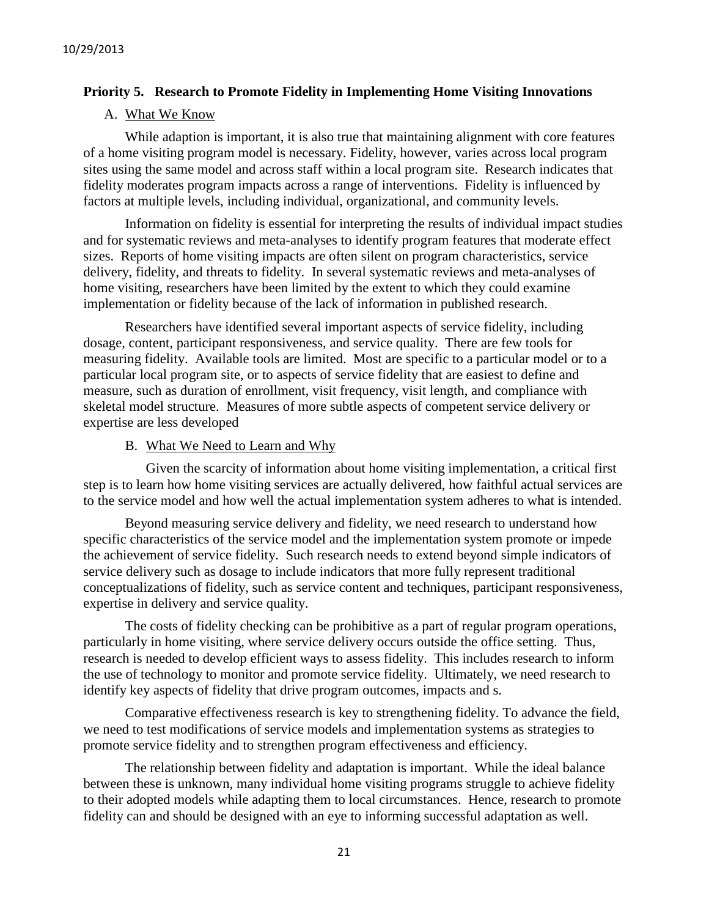### Priority 5. Research to Promote Fidelity in Implementing Home Visiting Innovations

A. What We Know

While adaption is important, it is also true that maintaining alignment with core features of a home visiting program model is necessary. Fidelity, however, varies across local program sites using the same model and across staff within a local program site. Research indicates that fidelity moderates program impacts across a range of interventions. Fidelity is influenced by factors at multiple levels, including individual, organizational, and community levels.

Information on fidelity is essential for interpreting the results of individual impact studies and for systematic reviews and meta-analyses to identify program features that moderate effect sizes. Reports of home visiting impacts are often silent on program characteristics, service delivery, fidelity, and threats to fidelity. In several systematic reviews and meta-analyses of home visiting, researchers have been limited by the extent to which they could examine implementation or fidelity because of the lack of information in published research.

Researchers have identified several important aspects of service fidelity, including dosage, content, participant responsiveness, and service quality. There are few tools for measuring fidelity. Available tools are limited. Most are specific to a particular model or to a particular local program site, or to aspects of service fidelity that are easiest to define and measure, such as duration of enrollment, visit frequency, visit length, and compliance with skeletal model structure. Measures of more subtle aspects of competent service delivery or expertise are less developed

B. What We Need to Learn and Why

Given the scarcity of information about home visiting implementation, a critical first step is to learn how home visiting services are actually delivered, how faithful actual services are to the service model and how well the actual implementation system adheres to what is intended.

Beyond measuring service delivery and fidelity, we need research to understand how specific characteristics of the service model and the implementation system promote or impede the achievement of service fidelity. Such research needs to extend beyond simple indicators of service delivery such as dosage to include indicators that more fully represent traditional conceptualizations of fidelity, such as service content and techniques, participant responsiveness, expertise in delivery and service quality.

The costs of fidelity checking can be prohibitive as a part of regular program operations, particularly in home visiting, where service delivery occurs outside the office setting. Thus, research is needed to develop efficient ways to assess fidelity. This includes research to inform the use of technology to monitor and promote service fidelity. Ultimately, we need research to identify key aspects of fidelity that drive program outcomes, impacts and s.

Comparative effectiveness research is key to strengthening fidelity. To advance the field, we need to test modifications of service models and implementation systems as strategies to promote service fidelity and to strengthen program effectiveness and efficiency.

The relationship between fidelity and adaptation is important. While the ideal balance between these is unknown, many individual home visiting programs struggle to achieve fidelity to their adopted models while adapting them to local circumstances. Hence, research to promote fidelity can and should be designed with an eye to informing successful adaptation as well.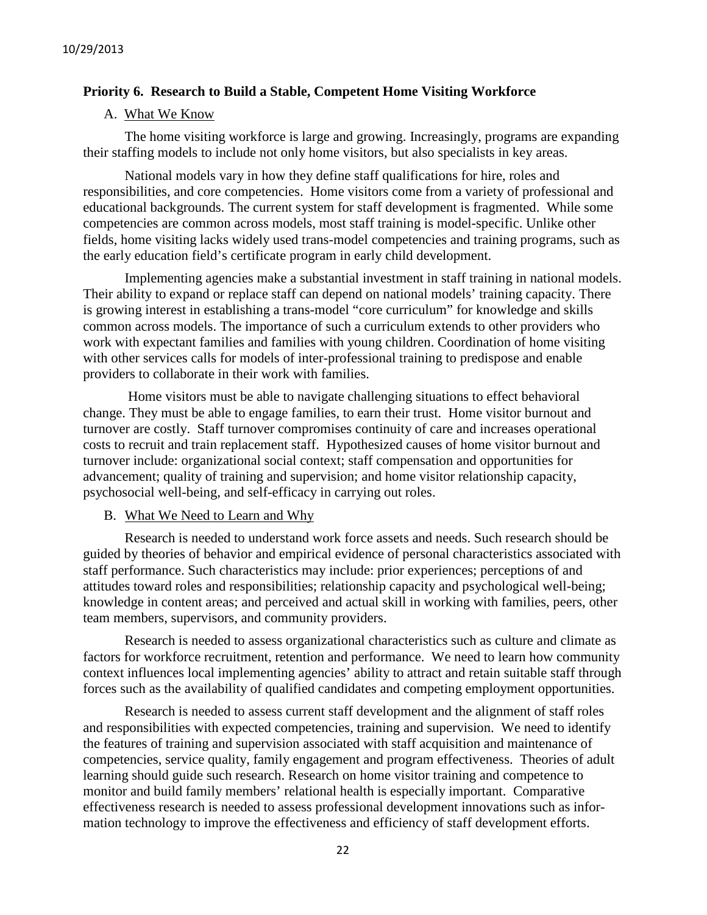## Priority 6. Research to Build a Stable, Competent Home Visiting Workforce

### A. What We Know

The home visiting workforce is large and growing. Increasingly, programs are expanding their staffing models to include not only home visitors, but also specialists in key areas.

National models vary in how they define staff qualifications for hire, roles and responsibilities, and core competencies. Home visitors come from a variety of professional and educational backgrounds. The current system for staff development is fragmented. While some competencies are common across models, most staff training is model-specific. Unlike other fields, home visiting lacks widely used trans-model competencies and training programs, such as the early education field's certificate program in early child development.

Implementing agencies make a substantial investment in staff training in national models. Their ability to expand or replace staff can depend on national models' training capacity. There is growing interest in establishing a trans-model "core curriculum" for knowledge and skills common across models. The importance of such a curriculum extends to other providers who work with expectant families and families with young children. Coordination of home visiting with other services calls for models of inter-professional training to predispose and enable providers to collaborate in their work with families.

Home visitors must be able to navigate challenging situations to effect behavioral change. They must be able to engage families, to earn their trust. Home visitor burnout and turnover are costly. Staff turnover compromises continuity of care and increases operational costs to recruit and train replacement staff. Hypothesized causes of home visitor burnout and turnover include: organizational social context; staff compensation and opportunities for advancement; quality of training and supervision; and home visitor relationship capacity, psychosocial well-being, and self-efficacy in carrying out roles.

### B. What We Need to Learn and Why

Research is needed to understand work force assets and needs. Such research should be guided by theories of behavior and empirical evidence of personal characteristics associated with staff performance. Such characteristics may include: prior experiences; perceptions of and attitudes toward roles and responsibilities; relationship capacity and psychological well-being; knowledge in content areas; and perceived and actual skill in working with families, peers, other team members, supervisors, and community providers.

Research is needed to assess organizational characteristics such as culture and climate as factors for workforce recruitment, retention and performance. We need to learn how community context influences local implementing agencies' ability to attract and retain suitable staff through forces such as the availability of qualified candidates and competing employment opportunities.

Research is needed to assess current staff development and the alignment of staff roles and responsibilities with expected competencies, training and supervision. We need to identify the features of training and supervision associated with staff acquisition and maintenance of competencies, service quality, family engagement and program effectiveness. Theories of adult learning should guide such research. Research on home visitor training and competence to monitor and build family members' relational health is especially important. Comparative effectiveness research is needed to assess professional development innovations such as information technology to improve the effectiveness and efficiency of staff development efforts.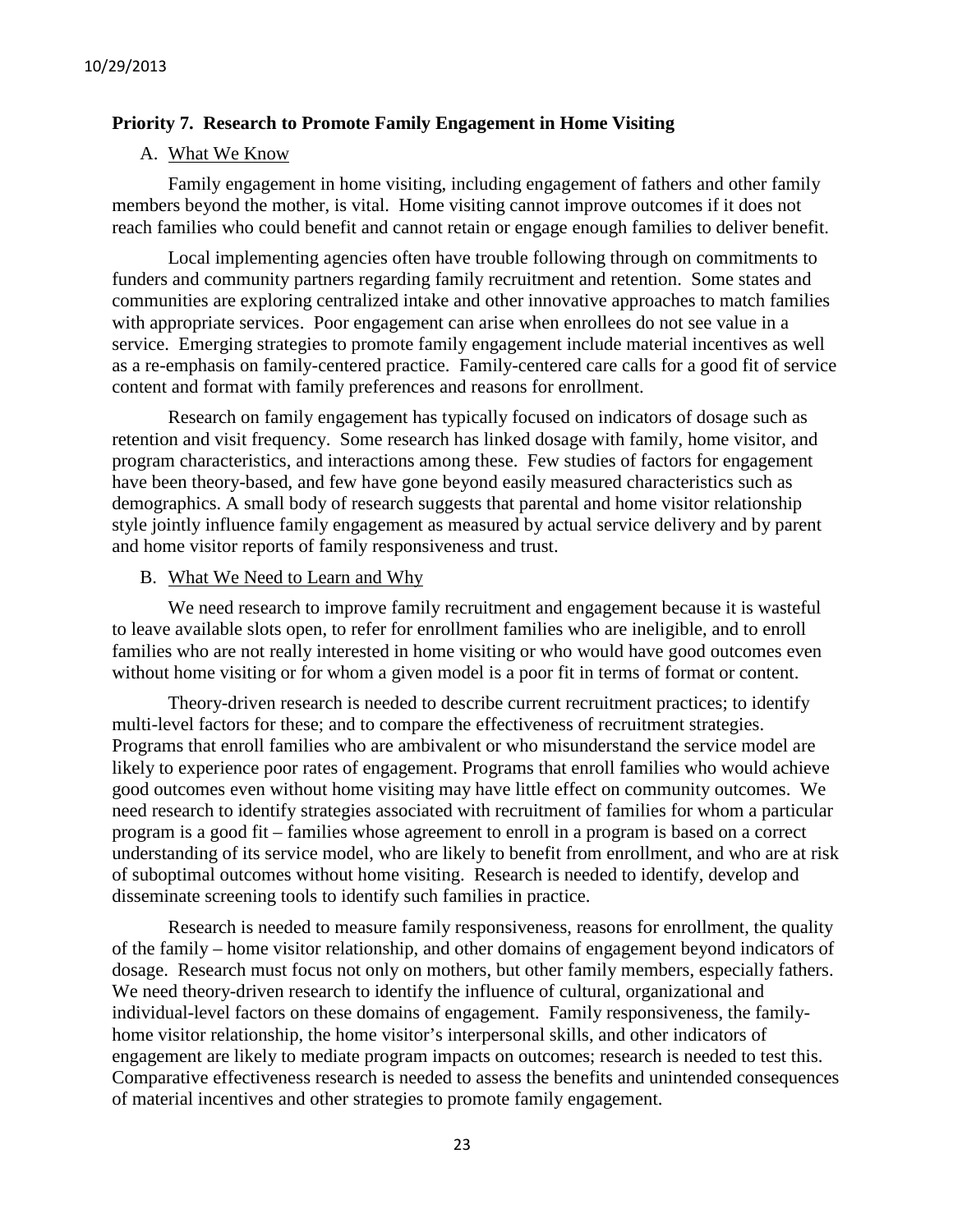### Priority 7. Research to Promote Family Engagement in Home Visiting

A. What We Know

Family engagement in home visiting, including engagement of fathers and other family members beyond the mother, is vital. Home visiting cannot improve outcomes if it does not reach families who could benefit and cannot retain or engage enough families to deliver benefit.

Local implementing agencies often have trouble following through on commitments to funders and community partners regarding family recruitment and retention. Some states and communities are exploring centralized intake and other innovative approaches to match families with appropriate services. Poor engagement can arise when enrollees do not see value in a service. Emerging strategies to promote family engagement include material incentives as well as a re-emphasis on family-centered practice. Family-centered care calls for a good fit of service content and format with family preferences and reasons for enrollment.

Research on family engagement has typically focused on indicators of dosage such as retention and visit frequency. Some research has linked dosage with family, home visitor, and program characteristics, and interactions among these. Few studies of factors for engagement have been theory-based, and few have gone beyond easily measured characteristics such as demographics. A small body of research suggests that parental and home visitor relationship style jointly influence family engagement as measured by actual service delivery and by parent and home visitor reports of family responsiveness and trust.

B. What We Need to Learn and Why

We need research to improve family recruitment and engagement because it is wasteful to leave available slots open, to refer for enrollment families who are ineligible, and to enroll families who are not really interested in home visiting or who would have good outcomes even without home visiting or for whom a given model is a poor fit in terms of format or content.

Theory-driven research is needed to describe current recruitment practices; to identify multi-level factors for these; and to compare the effectiveness of recruitment strategies. Programs that enroll families who are ambivalent or who misunderstand the service model are likely to experience poor rates of engagement. Programs that enroll families who would achieve good outcomes even without home visiting may have little effect on community outcomes. We need research to identify strategies associated with recruitment of families for whom a particular program is a good fit – families whose agreement to enroll in a program is based on a correct understanding of its service model, who are likely to benefit from enrollment, and who are at risk of suboptimal outcomes without home visiting. Research is needed to identify, develop and disseminate screening tools to identify such families in practice.

Research is needed to measure family responsiveness, reasons for enrollment, the quality of the family – home visitor relationship, and other domains of engagement beyond indicators of dosage. Research must focus not only on mothers, but other family members, especially fathers. We need theory-driven research to identify the influence of cultural, organizational and individual-level factors on these domains of engagement. Family responsiveness, the family-home visitor relationship, the home visitor's interpersonal skills, and other indicators of engagement are likely to mediate program impacts on outcomes; research is needed to test this. Comparative effectiveness research is needed to assess the benefits and unintended consequences of material incentives and other strategies to promote family engagement.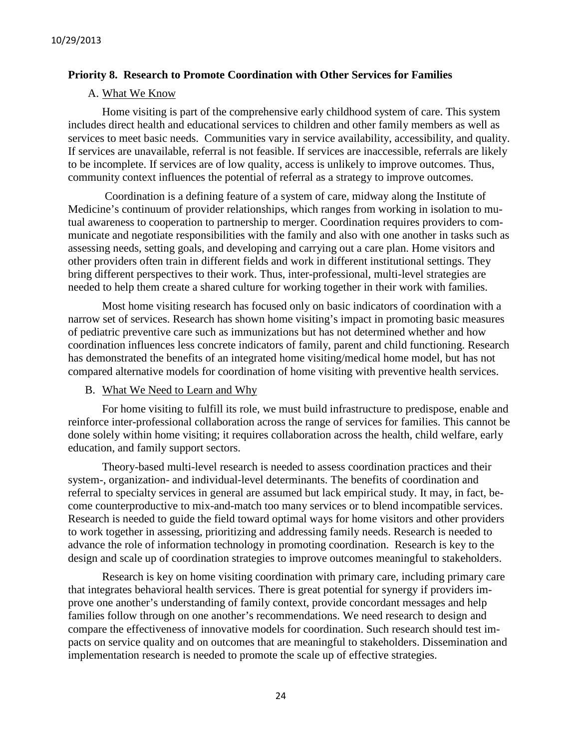### Priority 8. Research to Promote Coordination with Other Services for Families

#### A. What We Know

Home visiting is part of the comprehensive early childhood system of care. This system includes direct health and educational services to children and other family members as well as services to meet basic needs. Communities vary in service availability, accessibility, and quality. If services are unavailable, referral is not feasible. If services are inaccessible, referrals are likely to be incomplete. If services are of low quality, access is unlikely to improve outcomes. Thus, community context influences the potential of referral as a strategy to improve outcomes.

Coordination is a defining feature of a system of care, midway along the Institute of Medicine's continuum of provider relationships, which ranges from working in isolation to mutual awareness to cooperation to partnership to merger. Coordination requires providers to communicate and negotiate responsibilities with the family and also with one another in tasks such as assessing needs, setting goals, and developing and carrying out a care plan. Home visitors and other providers often train in different fields and work in different institutional settings. They bring different perspectives to their work. Thus, inter-professional, multi-level strategies are needed to help them create a shared culture for working together in their work with families.

Most home visiting research has focused only on basic indicators of coordination with a narrow set of services. Research has shown home visiting's impact in promoting basic measures of pediatric preventive care such as immunizations but has not determined whether and how coordination influences less concrete indicators of family, parent and child functioning. Research has demonstrated the benefits of an integrated home visiting/medical home model, but has not compared alternative models for coordination of home visiting with preventive health services.

#### B. What We Need to Learn and Why

For home visiting to fulfill its role, we must build infrastructure to predispose, enable and reinforce inter-professional collaboration across the range of services for families. This cannot be done solely within home visiting; it requires collaboration across the health, child welfare, early education, and family support sectors.

Theory-based multi-level research is needed to assess coordination practices and their system-, organization- and individual-level determinants. The benefits of coordination and referral to specialty services in general are assumed but lack empirical study. It may, in fact, become counterproductive to mix-and-match too many services or to blend incompatible services. Research is needed to guide the field toward optimal ways for home visitors and other providers to work together in assessing, prioritizing and addressing family needs. Research is needed to advance the role of information technology in promoting coordination. Research is key to the design and scale up of coordination strategies to improve outcomes meaningful to stakeholders.

Research is key on home visiting coordination with primary care, including primary care that integrates behavioral health services. There is great potential for synergy if providers improve one another's understanding of family context, provide concordant messages and help families follow through on one another's recommendations. We need research to design and compare the effectiveness of innovative models for coordination. Such research should test impacts on service quality and on outcomes that are meaningful to stakeholders. Dissemination and implementation research is needed to promote the scale up of effective strategies.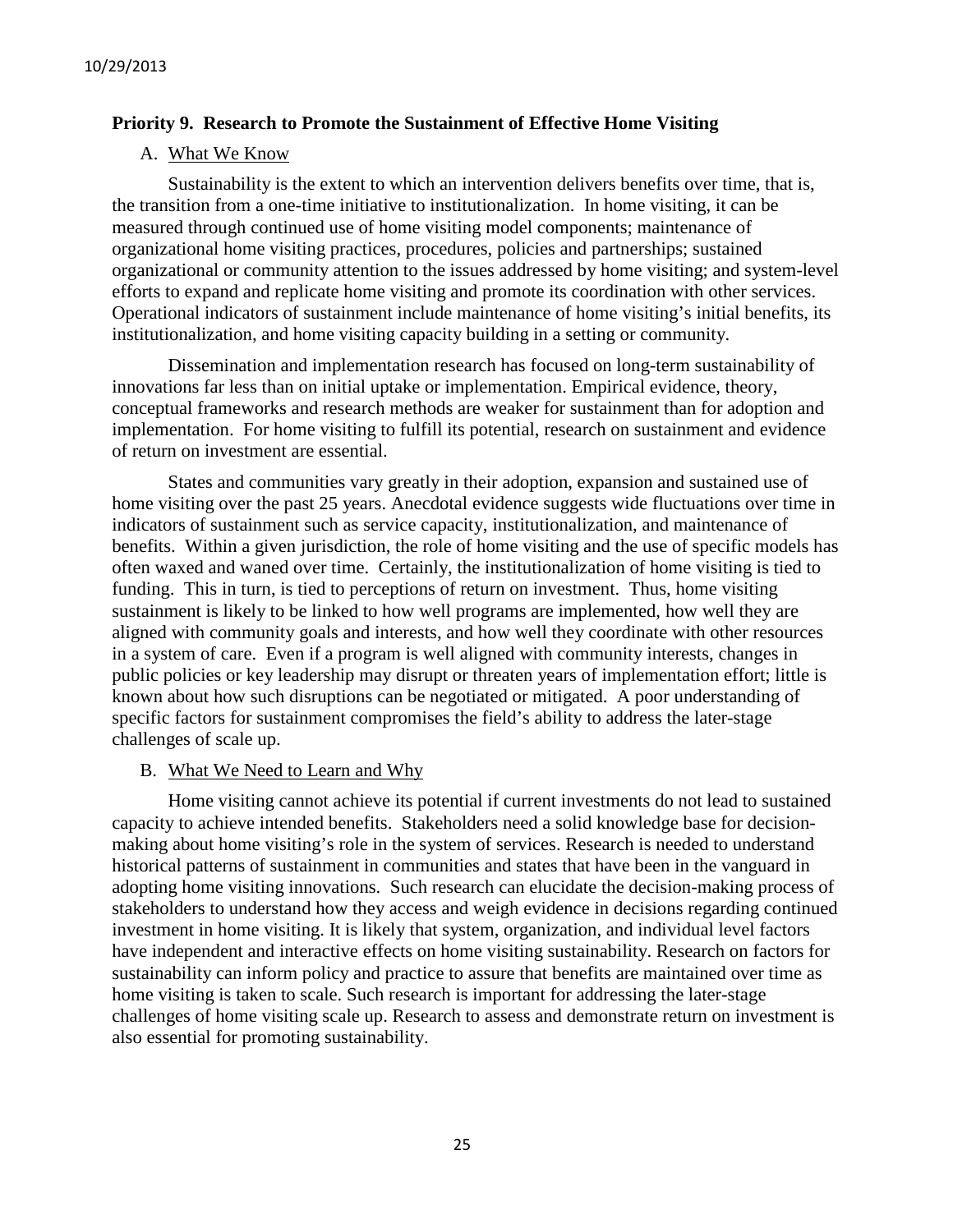### Priority 9. Research to Promote the Sustainment of Effective Home Visiting

#### A. What We Know

Sustainability is the extent to which an intervention delivers benefits over time, that is, the transition from a one-time initiative to institutionalization. In home visiting, it can be measured through continued use of home visiting model components; maintenance of organizational home visiting practices, procedures, policies and partnerships; sustained organizational or community attention to the issues addressed by home visiting; and system-level efforts to expand and replicate home visiting and promote its coordination with other services. Operational indicators of sustainment include maintenance of home visiting's initial benefits, its institutionalization, and home visiting capacity building in a setting or community.

Dissemination and implementation research has focused on long-term sustainability of innovations far less than on initial uptake or implementation. Empirical evidence, theory, conceptual frameworks and research methods are weaker for sustainment than for adoption and implementation. For home visiting to fulfill its potential, research on sustainment and evidence of return on investment are essential.

States and communities vary greatly in their adoption, expansion and sustained use of home visiting over the past 25 years. Anecdotal evidence suggests wide fluctuations over time in indicators of sustainment such as service capacity, institutionalization, and maintenance of benefits. Within a given jurisdiction, the role of home visiting and the use of specific models has often waxed and waned over time. Certainly, the institutionalization of home visiting is tied to funding. This in turn, is tied to perceptions of return on investment. Thus, home visiting sustainment is likely to be linked to how well programs are implemented, how well they are aligned with community goals and interests, and how well they coordinate with other resources in a system of care. Even if a program is well aligned with community interests, changes in public policies or key leadership may disrupt or threaten years of implementation effort; little is known about how such disruptions can be negotiated or mitigated. A poor understanding of specific factors for sustainment compromises the field's ability to address the later-stage challenges of scale up.

#### B. What We Need to Learn and Why

Home visiting cannot achieve its potential if current investments do not lead to sustained capacity to achieve intended benefits. Stakeholders need a solid knowledge base for decision-making about home visiting's role in the system of services. Research is needed to understand historical patterns of sustainment in communities and states that have been in the vanguard in adopting home visiting innovations. Such research can elucidate the decision-making process of stakeholders to understand how they access and weigh evidence in decisions regarding continued investment in home visiting. It is likely that system, organization, and individual level factors have independent and interactive effects on home visiting sustainability. Research on factors for sustainability can inform policy and practice to assure that benefits are maintained over time as home visiting is taken to scale. Such research is important for addressing the later-stage challenges of home visiting scale up. Research to assess and demonstrate return on investment is also essential for promoting sustainability.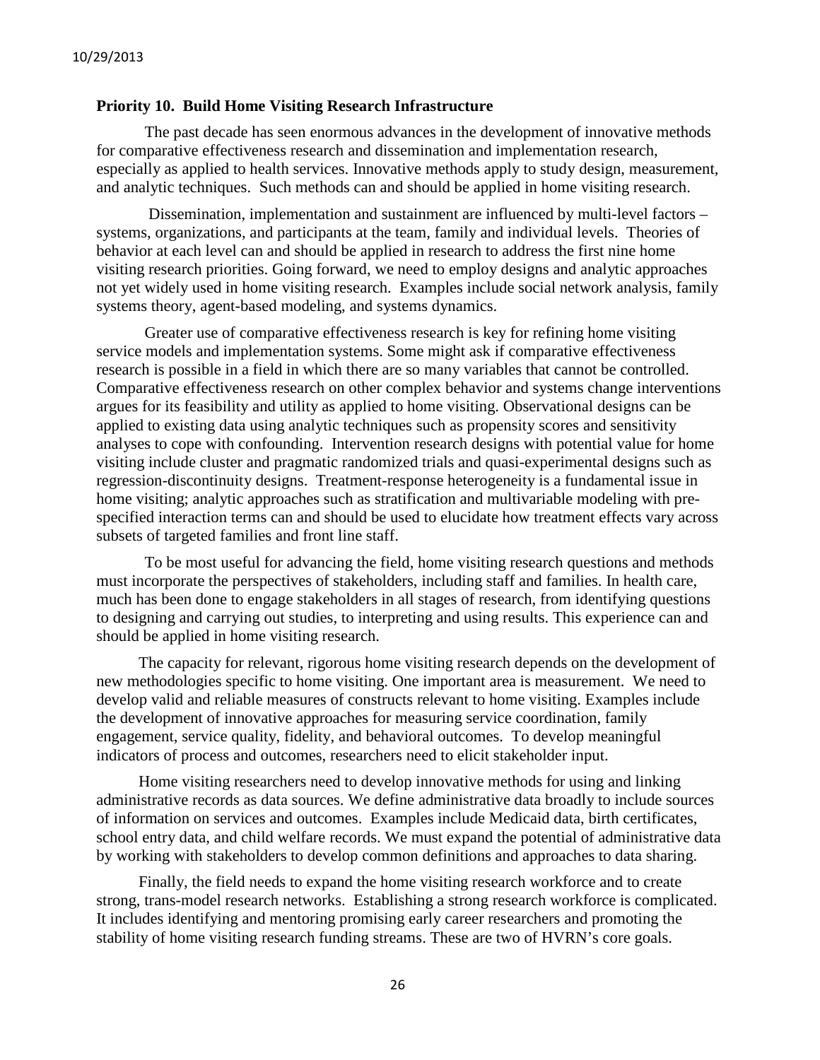## Priority 10. Build Home Visiting Research Infrastructure

The past decade has seen enormous advances in the development of innovative methods for comparative effectiveness research and dissemination and implementation research, especially as applied to health services. Innovative methods apply to study design, measurement, and analytic techniques. Such methods can and should be applied in home visiting research.

Dissemination, implementation and sustainment are influenced by multi-level factors – systems, organizations, and participants at the team, family and individual levels. Theories of behavior at each level can and should be applied in research to address the first nine home visiting research priorities. Going forward, we need to employ designs and analytic approaches not yet widely used in home visiting research. Examples include social network analysis, family systems theory, agent-based modeling, and systems dynamics.

Greater use of comparative effectiveness research is key for refining home visiting service models and implementation systems. Some might ask if comparative effectiveness research is possible in a field in which there are so many variables that cannot be controlled. Comparative effectiveness research on other complex behavior and systems change interventions argues for its feasibility and utility as applied to home visiting. Observational designs can be applied to existing data using analytic techniques such as propensity scores and sensitivity analyses to cope with confounding. Intervention research designs with potential value for home visiting include cluster and pragmatic randomized trials and quasi-experimental designs such as regression-discontinuity designs. Treatment-response heterogeneity is a fundamental issue in home visiting; analytic approaches such as stratification and multivariable modeling with pre-specified interaction terms can and should be used to elucidate how treatment effects vary across subsets of targeted families and front line staff.

To be most useful for advancing the field, home visiting research questions and methods must incorporate the perspectives of stakeholders, including staff and families. In health care, much has been done to engage stakeholders in all stages of research, from identifying questions to designing and carrying out studies, to interpreting and using results. This experience can and should be applied in home visiting research.

The capacity for relevant, rigorous home visiting research depends on the development of new methodologies specific to home visiting. One important area is measurement. We need to develop valid and reliable measures of constructs relevant to home visiting. Examples include the development of innovative approaches for measuring service coordination, family engagement, service quality, fidelity, and behavioral outcomes. To develop meaningful indicators of process and outcomes, researchers need to elicit stakeholder input.

Home visiting researchers need to develop innovative methods for using and linking administrative records as data sources. We define administrative data broadly to include sources of information on services and outcomes. Examples include Medicaid data, birth certificates, school entry data, and child welfare records. We must expand the potential of administrative data by working with stakeholders to develop common definitions and approaches to data sharing.

Finally, the field needs to expand the home visiting research workforce and to create strong, trans-model research networks. Establishing a strong research workforce is complicated. It includes identifying and mentoring promising early career researchers and promoting the stability of home visiting research funding streams. These are two of HVRN's core goals.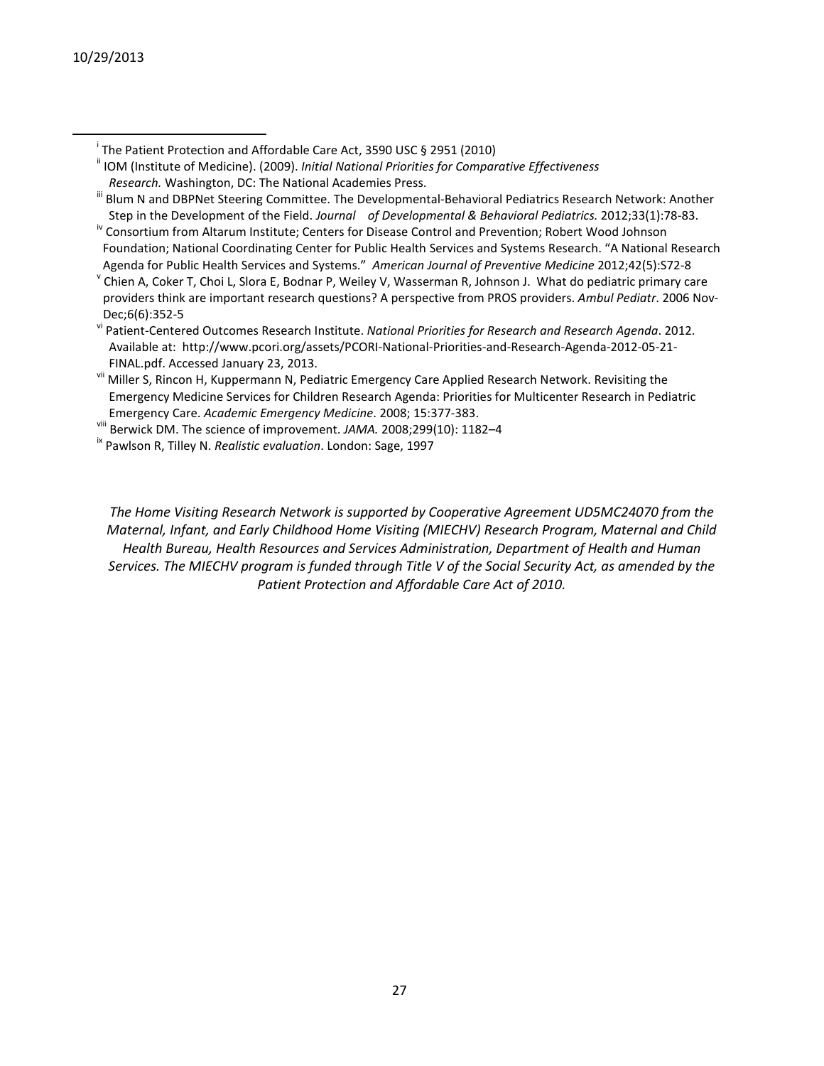10/29/2013

---

[i] The Patient Protection and Affordable Care Act, 3590 USC § 2951 (2010)

[ii] IOM (Institute of Medicine). (2009). *Initial National Priorities for Comparative Effectiveness Research.* Washington, DC: The National Academies Press.

[iii] Blum N and DBPNet Steering Committee. The Developmental-Behavioral Pediatrics Research Network: Another Step in the Development of the Field. *Journal of Developmental & Behavioral Pediatrics.* 2012;33(1):78-83.

[iv] Consortium from Altarum Institute; Centers for Disease Control and Prevention; Robert Wood Johnson Foundation; National Coordinating Center for Public Health Services and Systems Research. "A National Research Agenda for Public Health Services and Systems." *American Journal of Preventive Medicine* 2012;42(5):S72-8

[v] Chien A, Coker T, Choi L, Slora E, Bodnar P, Weiley V, Wasserman R, Johnson J. What do pediatric primary care providers think are important research questions? A perspective from PROS providers. *Ambul Pediatr*. 2006 Nov-Dec;6(6):352-5

[vi] Patient-Centered Outcomes Research Institute. *National Priorities for Research and Research Agenda*. 2012. Available at: http://www.pcori.org/assets/PCORI-National-Priorities-and-Research-Agenda-2012-05-21-FINAL.pdf. Accessed January 23, 2013.

[vii] Miller S, Rincon H, Kuppermann N, Pediatric Emergency Care Applied Research Network. Revisiting the Emergency Medicine Services for Children Research Agenda: Priorities for Multicenter Research in Pediatric Emergency Care. *Academic Emergency Medicine*. 2008; 15:377-383.

[viii] Berwick DM. The science of improvement. *JAMA.* 2008;299(10): 1182–4

[ix] Pawlson R, Tilley N. *Realistic evaluation*. London: Sage, 1997

*The Home Visiting Research Network is supported by Cooperative Agreement UD5MC24070 from the Maternal, Infant, and Early Childhood Home Visiting (MIECHV) Research Program, Maternal and Child Health Bureau, Health Resources and Services Administration, Department of Health and Human Services. The MIECHV program is funded through Title V of the Social Security Act, as amended by the Patient Protection and Affordable Care Act of 2010.*